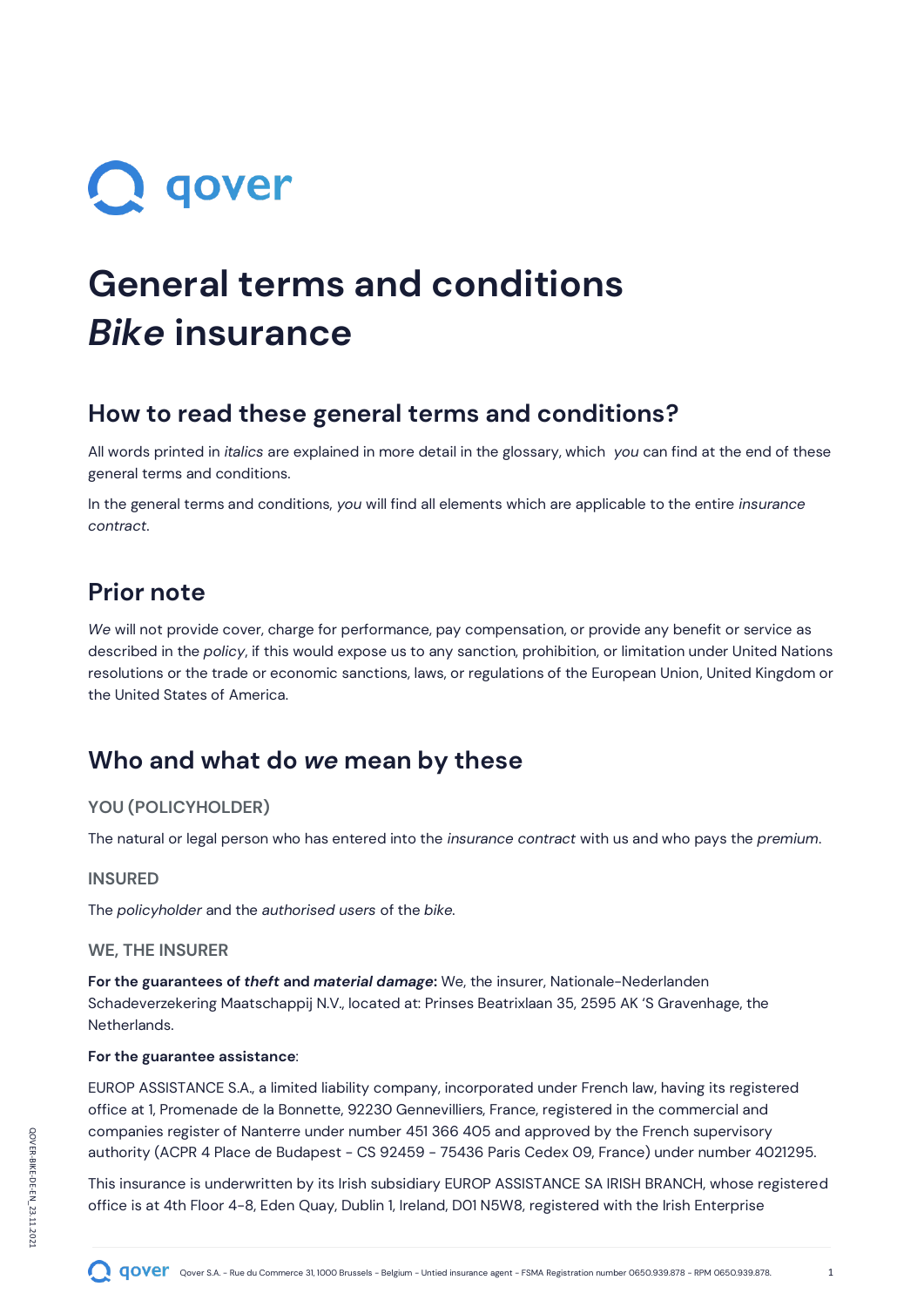# General terms and conditions
# *Bike* insurance

## How to read these general terms and conditions?

All words printed in *italics* are explained in more detail in the glossary, which *you* can find at the end of these general terms and conditions.

In the general terms and conditions, *you* will find all elements which are applicable to the entire *insurance contract*.

## Prior note

*We* will not provide cover, charge for performance, pay compensation, or provide any benefit or service as described in the *policy*, if this would expose us to any sanction, prohibition, or limitation under United Nations resolutions or the trade or economic sanctions, laws, or regulations of the European Union, United Kingdom or the United States of America.

## Who and what do *we* mean by these

### YOU (POLICYHOLDER)

The natural or legal person who has entered into the *insurance contract* with us and who pays the *premium*.

### INSURED

The *policyholder* and the *authorised users* of the *bike*.

### WE, THE INSURER

**For the guarantees of *theft* and *material damage*:** We, the insurer, Nationale-Nederlanden Schadeverzekering Maatschappij N.V., located at: Prinses Beatrixlaan 35, 2595 AK 'S Gravenhage, the Netherlands.

**For the guarantee assistance**:

EUROP ASSISTANCE S.A., a limited liability company, incorporated under French law, having its registered office at 1, Promenade de la Bonnette, 92230 Gennevilliers, France, registered in the commercial and companies register of Nanterre under number 451 366 405 and approved by the French supervisory authority (ACPR 4 Place de Budapest - CS 92459 - 75436 Paris Cedex 09, France) under number 4021295.

This insurance is underwritten by its Irish subsidiary EUROP ASSISTANCE SA IRISH BRANCH, whose registered office is at 4th Floor 4-8, Eden Quay, Dublin 1, Ireland, D01 N5W8, registered with the Irish Enterprise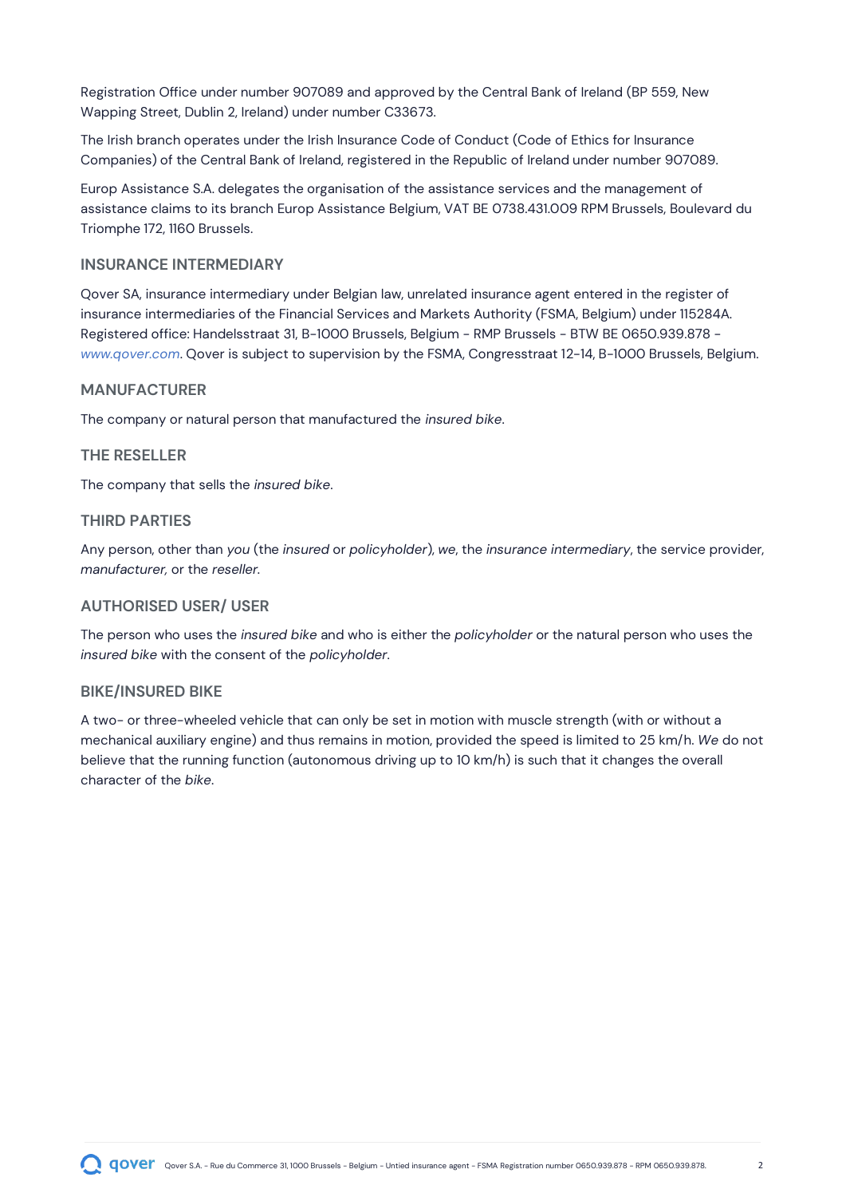Registration Office under number 907089 and approved by the Central Bank of Ireland (BP 559, New Wapping Street, Dublin 2, Ireland) under number C33673.

The Irish branch operates under the Irish Insurance Code of Conduct (Code of Ethics for Insurance Companies) of the Central Bank of Ireland, registered in the Republic of Ireland under number 907089.

Europ Assistance S.A. delegates the organisation of the assistance services and the management of assistance claims to its branch Europ Assistance Belgium, VAT BE 0738.431.009 RPM Brussels, Boulevard du Triomphe 172, 1160 Brussels.

### INSURANCE INTERMEDIARY

Qover SA, insurance intermediary under Belgian law, unrelated insurance agent entered in the register of insurance intermediaries of the Financial Services and Markets Authority (FSMA, Belgium) under 115284A. Registered office: Handelsstraat 31, B-1000 Brussels, Belgium - RMP Brussels - BTW BE 0650.939.878 - *www.qover.com*. Qover is subject to supervision by the FSMA, Congresstraat 12-14, B-1000 Brussels, Belgium.

### MANUFACTURER

The company or natural person that manufactured the *insured bike*.

### THE RESELLER

The company that sells the *insured bike*.

### THIRD PARTIES

Any person, other than *you* (the *insured* or *policyholder*), *we*, the *insurance intermediary*, the service provider, *manufacturer,* or the *reseller*.

### AUTHORISED USER/ USER

The person who uses the *insured bike* and who is either the *policyholder* or the natural person who uses the *insured bike* with the consent of the *policyholder*.

### BIKE/INSURED BIKE

A two- or three-wheeled vehicle that can only be set in motion with muscle strength (with or without a mechanical auxiliary engine) and thus remains in motion, provided the speed is limited to 25 km/h. *We* do not believe that the running function (autonomous driving up to 10 km/h) is such that it changes the overall character of the *bike*.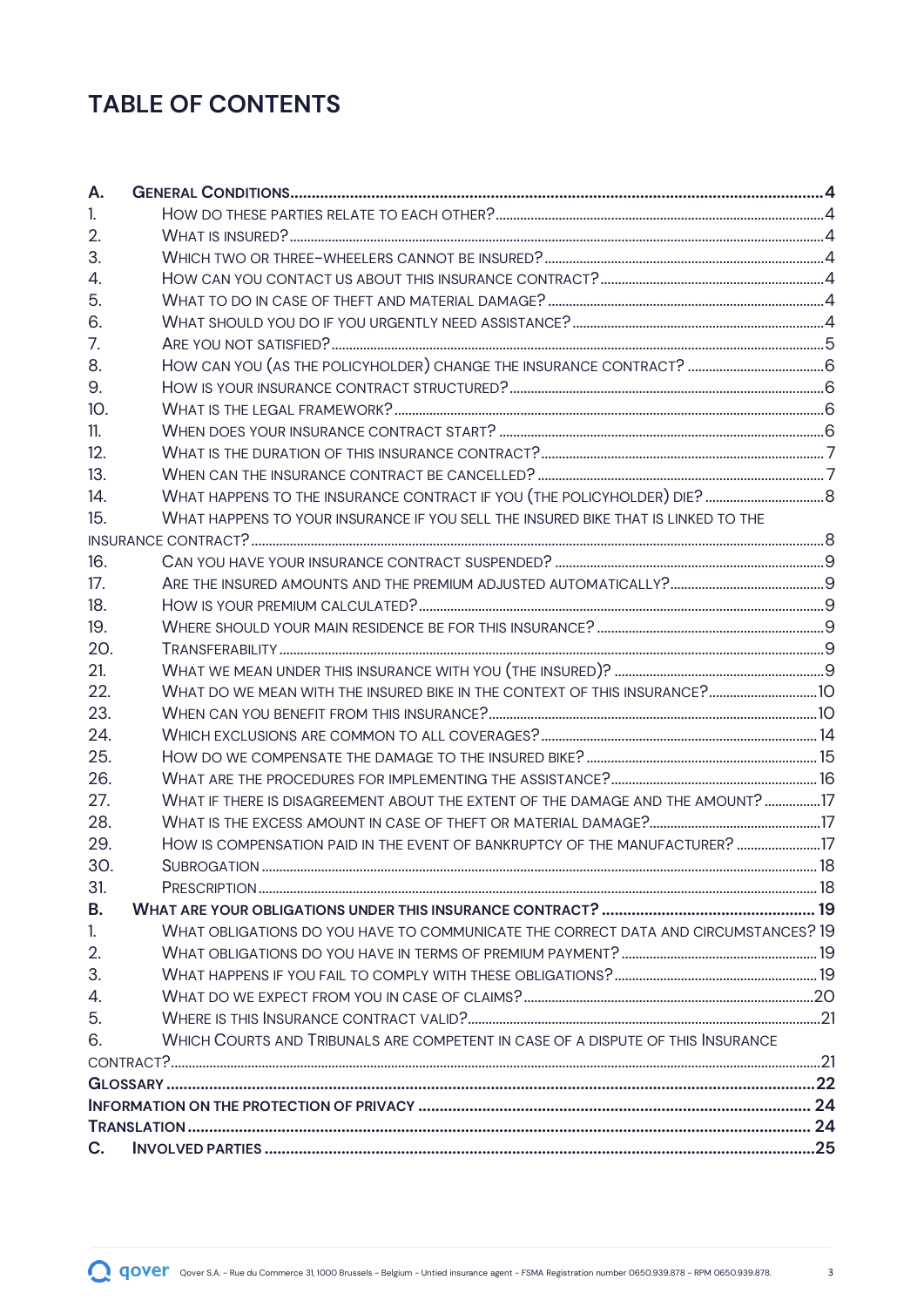# TABLE OF CONTENTS

A. GENERAL CONDITIONS ..... 4
1. HOW DO THESE PARTIES RELATE TO EACH OTHER? ..... 4
2. WHAT IS INSURED? ..... 4
3. WHICH TWO OR THREE-WHEELERS CANNOT BE INSURED? ..... 4
4. HOW CAN YOU CONTACT US ABOUT THIS INSURANCE CONTRACT? ..... 4
5. WHAT TO DO IN CASE OF THEFT AND MATERIAL DAMAGE? ..... 4
6. WHAT SHOULD YOU DO IF YOU URGENTLY NEED ASSISTANCE? ..... 4
7. ARE YOU NOT SATISFIED? ..... 5
8. HOW CAN YOU (AS THE POLICYHOLDER) CHANGE THE INSURANCE CONTRACT? ..... 6
9. HOW IS YOUR INSURANCE CONTRACT STRUCTURED? ..... 6
10. WHAT IS THE LEGAL FRAMEWORK? ..... 6
11. WHEN DOES YOUR INSURANCE CONTRACT START? ..... 6
12. WHAT IS THE DURATION OF THIS INSURANCE CONTRACT? ..... 7
13. WHEN CAN THE INSURANCE CONTRACT BE CANCELLED? ..... 7
14. WHAT HAPPENS TO THE INSURANCE CONTRACT IF YOU (THE POLICYHOLDER) DIE? ..... 8
15. WHAT HAPPENS TO YOUR INSURANCE IF YOU SELL THE INSURED BIKE THAT IS LINKED TO THE INSURANCE CONTRACT? ..... 8
16. CAN YOU HAVE YOUR INSURANCE CONTRACT SUSPENDED? ..... 9
17. ARE THE INSURED AMOUNTS AND THE PREMIUM ADJUSTED AUTOMATICALLY? ..... 9
18. HOW IS YOUR PREMIUM CALCULATED? ..... 9
19. WHERE SHOULD YOUR MAIN RESIDENCE BE FOR THIS INSURANCE? ..... 9
20. TRANSFERABILITY ..... 9
21. WHAT WE MEAN UNDER THIS INSURANCE WITH YOU (THE INSURED)? ..... 9
22. WHAT DO WE MEAN WITH THE INSURED BIKE IN THE CONTEXT OF THIS INSURANCE? ..... 10
23. WHEN CAN YOU BENEFIT FROM THIS INSURANCE? ..... 10
24. WHICH EXCLUSIONS ARE COMMON TO ALL COVERAGES? ..... 14
25. HOW DO WE COMPENSATE THE DAMAGE TO THE INSURED BIKE? ..... 15
26. WHAT ARE THE PROCEDURES FOR IMPLEMENTING THE ASSISTANCE? ..... 16
27. WHAT IF THERE IS DISAGREEMENT ABOUT THE EXTENT OF THE DAMAGE AND THE AMOUNT? ..... 17
28. WHAT IS THE EXCESS AMOUNT IN CASE OF THEFT OR MATERIAL DAMAGE? ..... 17
29. HOW IS COMPENSATION PAID IN THE EVENT OF BANKRUPTCY OF THE MANUFACTURER? ..... 17
30. SUBROGATION ..... 18
31. PRESCRIPTION ..... 18

B. WHAT ARE YOUR OBLIGATIONS UNDER THIS INSURANCE CONTRACT? ..... 19
1. WHAT OBLIGATIONS DO YOU HAVE TO COMMUNICATE THE CORRECT DATA AND CIRCUMSTANCES? 19
2. WHAT OBLIGATIONS DO YOU HAVE IN TERMS OF PREMIUM PAYMENT? ..... 19
3. WHAT HAPPENS IF YOU FAIL TO COMPLY WITH THESE OBLIGATIONS? ..... 19
4. WHAT DO WE EXPECT FROM YOU IN CASE OF CLAIMS? ..... 20
5. WHERE IS THIS INSURANCE CONTRACT VALID? ..... 21
6. WHICH COURTS AND TRIBUNALS ARE COMPETENT IN CASE OF A DISPUTE OF THIS INSURANCE CONTRACT? ..... 21

GLOSSARY ..... 22
INFORMATION ON THE PROTECTION OF PRIVACY ..... 24
TRANSLATION ..... 24

C. INVOLVED PARTIES ..... 25

Qover S.A. - Rue du Commerce 31, 1000 Brussels - Belgium - Untied insurance agent - FSMA Registration number 0650.939.878 - RPM 0650.939.878.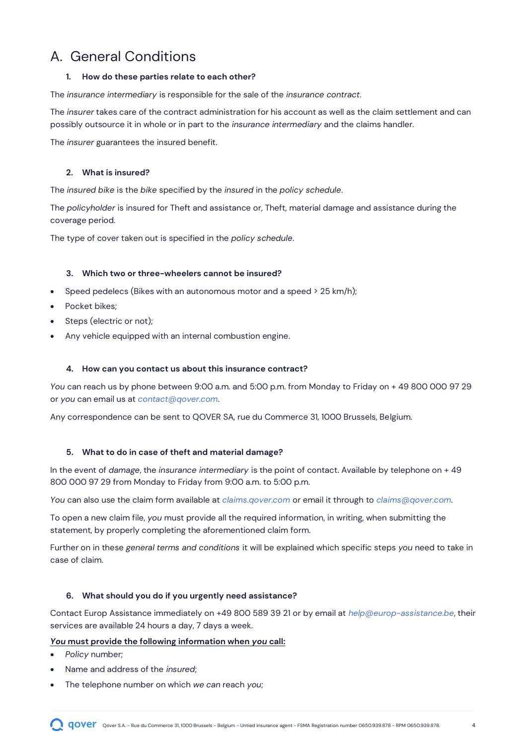# A. General Conditions

### 1. How do these parties relate to each other?

The *insurance intermediary* is responsible for the sale of the *insurance contract*.

The *insurer* takes care of the contract administration for his account as well as the claim settlement and can possibly outsource it in whole or in part to the *insurance intermediary* and the claims handler.

The *insurer* guarantees the insured benefit.

### 2. What is insured?

The *insured bike* is the *bike* specified by the *insured* in the *policy schedule*.

The *policyholder* is insured for Theft and assistance or, Theft, material damage and assistance during the coverage period.

The type of cover taken out is specified in the *policy schedule*.

### 3. Which two or three-wheelers cannot be insured?

- Speed pedelecs (Bikes with an autonomous motor and a speed > 25 km/h);
- Pocket bikes;
- Steps (electric or not);
- Any vehicle equipped with an internal combustion engine.

### 4. How can you contact us about this insurance contract?

*You* can reach us by phone between 9:00 a.m. and 5:00 p.m. from Monday to Friday on + 49 800 000 97 29 or *you* can email us at *contact@qover.com*.

Any correspondence can be sent to QOVER SA, rue du Commerce 31, 1000 Brussels, Belgium.

### 5. What to do in case of theft and material damage?

In the event of *damage*, the *insurance intermediary* is the point of contact. Available by telephone on + 49 800 000 97 29 from Monday to Friday from 9:00 a.m. to 5:00 p.m.

*You* can also use the claim form available at *claims.qover.com* or email it through to *claims@qover.com*.

To open a new claim file, *you* must provide all the required information, in writing, when submitting the statement, by properly completing the aforementioned claim form.

Further on in these *general terms and conditions* it will be explained which specific steps *you* need to take in case of claim.

### 6. What should you do if you urgently need assistance?

Contact Europ Assistance immediately on +49 800 589 39 21 or by email at *help@europ-assistance.be*, their services are available 24 hours a day, 7 days a week.

***You*** **must provide the following information when** ***you*** **call:**

- *Policy* number;
- Name and address of the *insured*;
- The telephone number on which *we can* reach *you*;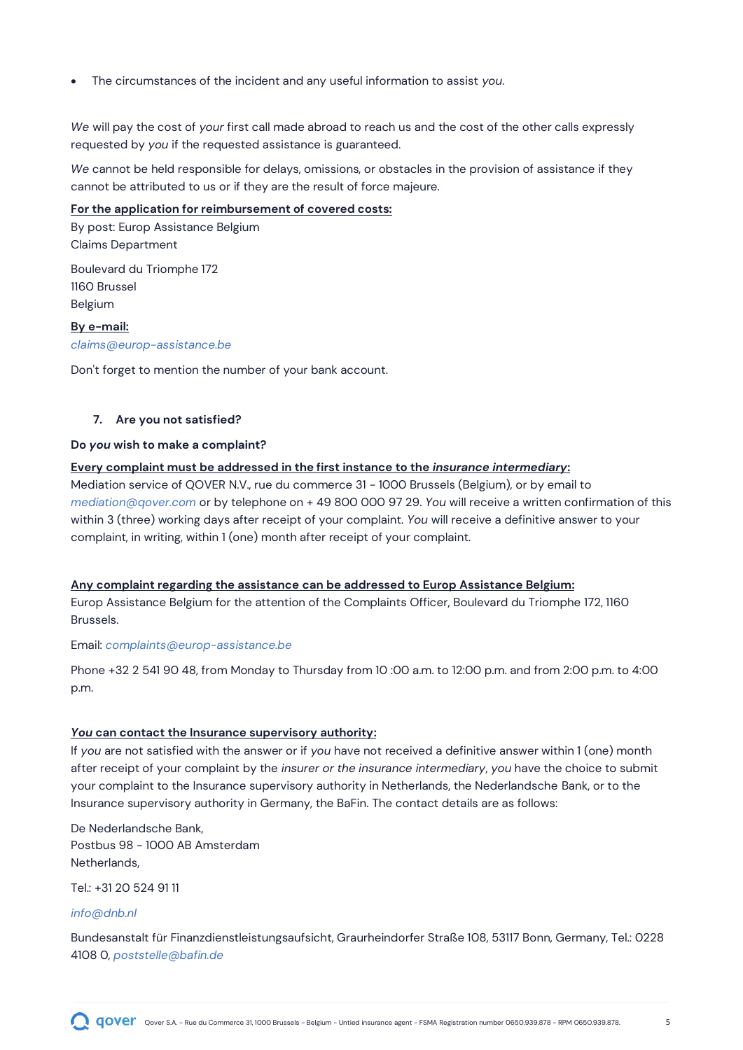- The circumstances of the incident and any useful information to assist *you*.

*We* will pay the cost of *your* first call made abroad to reach us and the cost of the other calls expressly requested by *you* if the requested assistance is guaranteed.

*We* cannot be held responsible for delays, omissions, or obstacles in the provision of assistance if they cannot be attributed to us or if they are the result of force majeure.

**For the application for reimbursement of covered costs:**

By post: Europ Assistance Belgium
Claims Department

Boulevard du Triomphe 172
1160 Brussel
Belgium

**By e-mail:**

*claims@europ-assistance.be*

Don't forget to mention the number of your bank account.

## 7. Are you not satisfied?

**Do *you* wish to make a complaint?**

**Every complaint must be addressed in the first instance to the *insurance intermediary*:**

Mediation service of QOVER N.V., rue du commerce 31 - 1000 Brussels (Belgium), or by email to *mediation@qover.com* or by telephone on + 49 800 000 97 29. *You* will receive a written confirmation of this within 3 (three) working days after receipt of your complaint. *You* will receive a definitive answer to your complaint, in writing, within 1 (one) month after receipt of your complaint.

**Any complaint regarding the assistance can be addressed to Europ Assistance Belgium:**

Europ Assistance Belgium for the attention of the Complaints Officer, Boulevard du Triomphe 172, 1160 Brussels.

Email: *complaints@europ-assistance.be*

Phone +32 2 541 90 48, from Monday to Thursday from 10 :00 a.m. to 12:00 p.m. and from 2:00 p.m. to 4:00 p.m.

***You* can contact the Insurance supervisory authority:**

If *you* are not satisfied with the answer or if *you* have not received a definitive answer within 1 (one) month after receipt of your complaint by the *insurer or the insurance intermediary*, *you* have the choice to submit your complaint to the Insurance supervisory authority in Netherlands, the Nederlandsche Bank, or to the Insurance supervisory authority in Germany, the BaFin. The contact details are as follows:

De Nederlandsche Bank,
Postbus 98 - 1000 AB Amsterdam
Netherlands,

Tel.: +31 20 524 91 11

*info@dnb.nl*

Bundesanstalt für Finanzdienstleistungsaufsicht, Graurheindorfer Straße 108, 53117 Bonn, Germany, Tel.: 0228 4108 0, *poststelle@bafin.de*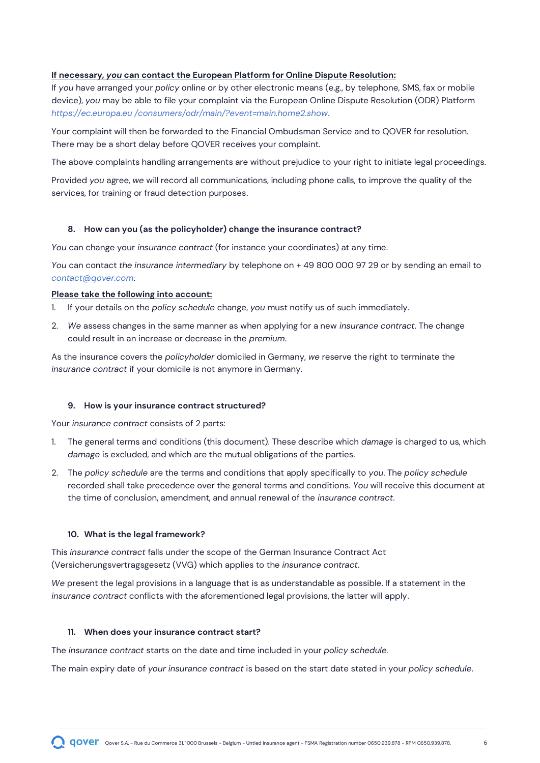**<u>If necessary, *you* can contact the European Platform for Online Dispute Resolution:</u>**

If *you* have arranged your *policy* online or by other electronic means (e.g., by telephone, SMS, fax or mobile device), *you* may be able to file your complaint via the European Online Dispute Resolution (ODR) Platform *https://ec.europa.eu /consumers/odr/main/?event=main.home2.show*.

Your complaint will then be forwarded to the Financial Ombudsman Service and to QOVER for resolution. There may be a short delay before QOVER receives your complaint.

The above complaints handling arrangements are without prejudice to your right to initiate legal proceedings.

Provided *you* agree, *we* will record all communications, including phone calls, to improve the quality of the services, for training or fraud detection purposes.

### 8. How can you (as the policyholder) change the insurance contract?

*You* can change your *insurance contract* (for instance your coordinates) at any time.

*You* can contact *the insurance intermediary* by telephone on + 49 800 000 97 29 or by sending an email to *contact@qover.com*.

**<u>Please take the following into account:</u>**

1. If your details on the *policy schedule* change, *you* must notify us of such immediately.
2. *We* assess changes in the same manner as when applying for a new *insurance contract*. The change could result in an increase or decrease in the *premium*.

As the insurance covers the *policyholder* domiciled in Germany, *we* reserve the right to terminate the *insurance contract* if your domicile is not anymore in Germany.

### 9. How is your insurance contract structured?

Your *insurance contract* consists of 2 parts:

1. The general terms and conditions (this document). These describe which *damage* is charged to us, which *damage* is excluded, and which are the mutual obligations of the parties.
2. The *policy schedule* are the terms and conditions that apply specifically to *you*. The *policy schedule* recorded shall take precedence over the general terms and conditions. *You* will receive this document at the time of conclusion, amendment, and annual renewal of the *insurance contract*.

### 10. What is the legal framework?

This *insurance contract* falls under the scope of the German Insurance Contract Act (Versicherungsvertragsgesetz (VVG) which applies to the *insurance contract*.

*We* present the legal provisions in a language that is as understandable as possible. If a statement in the *insurance contract* conflicts with the aforementioned legal provisions, the latter will apply.

### 11. When does your insurance contract start?

The *insurance contract* starts on the date and time included in your *policy schedule*.

The main expiry date of *your insurance contract* is based on the start date stated in your *policy schedule*.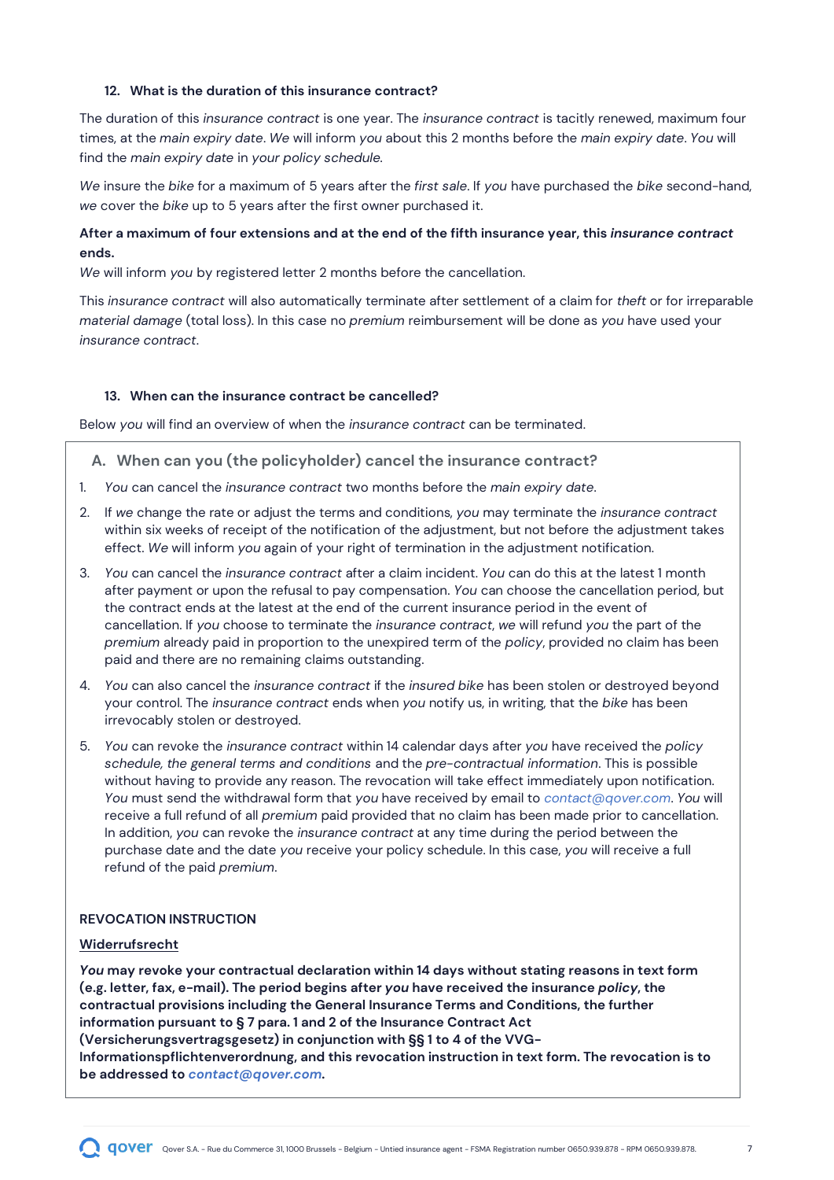### 12. What is the duration of this insurance contract?

The duration of this *insurance contract* is one year. The *insurance contract* is tacitly renewed, maximum four times, at the *main expiry date*. *We* will inform *you* about this 2 months before the *main expiry date*. *You* will find the *main expiry date* in *your policy schedule*.

*We* insure the *bike* for a maximum of 5 years after the *first sale*. If *you* have purchased the *bike* second-hand, *we* cover the *bike* up to 5 years after the first owner purchased it.

**After a maximum of four extensions and at the end of the fifth insurance year, this *insurance contract* ends.**
*We* will inform *you* by registered letter 2 months before the cancellation.

This *insurance contract* will also automatically terminate after settlement of a claim for *theft* or for irreparable *material damage* (total loss). In this case no *premium* reimbursement will be done as *you* have used your *insurance contract*.

### 13. When can the insurance contract be cancelled?

Below *you* will find an overview of when the *insurance contract* can be terminated.

#### A. When can you (the policyholder) cancel the insurance contract?

1. *You* can cancel the *insurance contract* two months before the *main expiry date*.
2. If *we* change the rate or adjust the terms and conditions, *you* may terminate the *insurance contract* within six weeks of receipt of the notification of the adjustment, but not before the adjustment takes effect. *We* will inform *you* again of your right of termination in the adjustment notification.
3. *You* can cancel the *insurance contract* after a claim incident. *You* can do this at the latest 1 month after payment or upon the refusal to pay compensation. *You* can choose the cancellation period, but the contract ends at the latest at the end of the current insurance period in the event of cancellation. If *you* choose to terminate the *insurance contract*, *we* will refund *you* the part of the *premium* already paid in proportion to the unexpired term of the *policy*, provided no claim has been paid and there are no remaining claims outstanding.
4. *You* can also cancel the *insurance contract* if the *insured bike* has been stolen or destroyed beyond your control. The *insurance contract* ends when *you* notify us, in writing, that the *bike* has been irrevocably stolen or destroyed.
5. *You* can revoke the *insurance contract* within 14 calendar days after *you* have received the *policy schedule, the general terms and conditions* and the *pre-contractual information*. This is possible without having to provide any reason. The revocation will take effect immediately upon notification. *You* must send the withdrawal form that *you* have received by email to contact@qover.com. *You* will receive a full refund of all *premium* paid provided that no claim has been made prior to cancellation. In addition, *you* can revoke the *insurance contract* at any time during the period between the purchase date and the date *you* receive your policy schedule. In this case, *you* will receive a full refund of the paid *premium*.

**REVOCATION INSTRUCTION**

<u>**Widerrufsrecht**</u>

***You* may revoke your contractual declaration within 14 days without stating reasons in text form (e.g. letter, fax, e-mail). The period begins after *you* have received the insurance *policy*, the contractual provisions including the General Insurance Terms and Conditions, the further information pursuant to § 7 para. 1 and 2 of the Insurance Contract Act (Versicherungsvertragsgesetz) in conjunction with §§ 1 to 4 of the VVG-Informationspflichtenverordnung, and this revocation instruction in text form. The revocation is to be addressed to *contact@qover.com*.**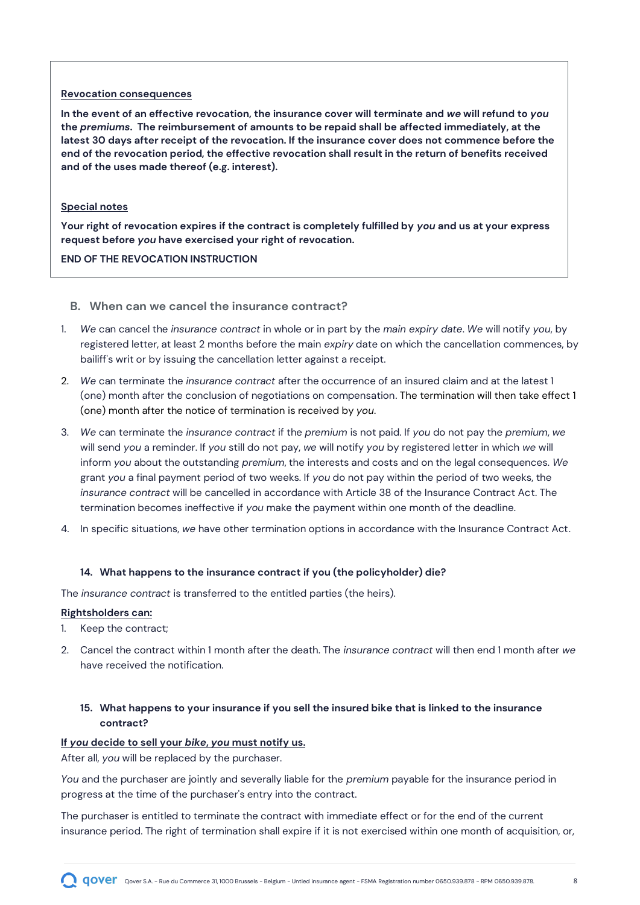**Revocation consequences**

**In the event of an effective revocation, the insurance cover will terminate and *we* will refund to *you* the *premiums*. The reimbursement of amounts to be repaid shall be affected immediately, at the latest 30 days after receipt of the revocation. If the insurance cover does not commence before the end of the revocation period, the effective revocation shall result in the return of benefits received and of the uses made thereof (e.g. interest).**

**Special notes**

**Your right of revocation expires if the contract is completely fulfilled by *you* and us at your express request before *you* have exercised your right of revocation.**

**END OF THE REVOCATION INSTRUCTION**

## B. When can we cancel the insurance contract?

1. *We* can cancel the *insurance contract* in whole or in part by the *main expiry date*. *We* will notify *you*, by registered letter, at least 2 months before the main *expiry* date on which the cancellation commences, by bailiff's writ or by issuing the cancellation letter against a receipt.
2. *We* can terminate the *insurance contract* after the occurrence of an insured claim and at the latest 1 (one) month after the conclusion of negotiations on compensation. The termination will then take effect 1 (one) month after the notice of termination is received by *you*.
3. *We* can terminate the *insurance contract* if the *premium* is not paid. If *you* do not pay the *premium*, *we* will send *you* a reminder. If *you* still do not pay, *we* will notify *you* by registered letter in which *we* will inform *you* about the outstanding *premium*, the interests and costs and on the legal consequences. *We* grant *you* a final payment period of two weeks. If *you* do not pay within the period of two weeks, the *insurance contract* will be cancelled in accordance with Article 38 of the Insurance Contract Act. The termination becomes ineffective if *you* make the payment within one month of the deadline.
4. In specific situations, *we* have other termination options in accordance with the Insurance Contract Act.

### 14. What happens to the insurance contract if you (the policyholder) die?

The *insurance contract* is transferred to the entitled parties (the heirs).

**Rightsholders can:**

1. Keep the contract;
2. Cancel the contract within 1 month after the death. The *insurance contract* will then end 1 month after *we* have received the notification.

### 15. What happens to your insurance if you sell the insured bike that is linked to the insurance contract?

**If *you* decide to sell your *bike*, *you* must notify us.**

After all, *you* will be replaced by the purchaser.

*You* and the purchaser are jointly and severally liable for the *premium* payable for the insurance period in progress at the time of the purchaser's entry into the contract.

The purchaser is entitled to terminate the contract with immediate effect or for the end of the current insurance period. The right of termination shall expire if it is not exercised within one month of acquisition, or,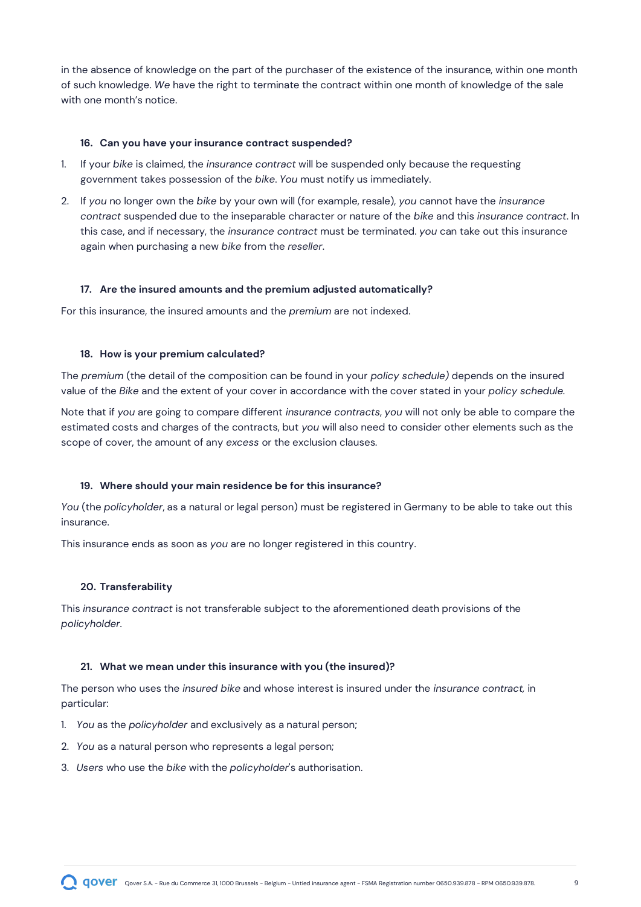in the absence of knowledge on the part of the purchaser of the existence of the insurance, within one month of such knowledge. *We* have the right to terminate the contract within one month of knowledge of the sale with one month's notice.

### 16. Can you have your insurance contract suspended?

1. If your *bike* is claimed, the *insurance contract* will be suspended only because the requesting government takes possession of the *bike*. *You* must notify us immediately.
2. If *you* no longer own the *bike* by your own will (for example, resale), *you* cannot have the *insurance contract* suspended due to the inseparable character or nature of the *bike* and this *insurance contract*. In this case, and if necessary, the *insurance contract* must be terminated. *you* can take out this insurance again when purchasing a new *bike* from the *reseller*.

### 17. Are the insured amounts and the premium adjusted automatically?

For this insurance, the insured amounts and the *premium* are not indexed.

### 18. How is your premium calculated?

The *premium* (the detail of the composition can be found in your *policy schedule)* depends on the insured value of the *Bike* and the extent of your cover in accordance with the cover stated in your *policy schedule*.

Note that if *you* are going to compare different *insurance contracts*, *you* will not only be able to compare the estimated costs and charges of the contracts, but *you* will also need to consider other elements such as the scope of cover, the amount of any *excess* or the exclusion clauses.

### 19. Where should your main residence be for this insurance?

*You* (the *policyholder*, as a natural or legal person) must be registered in Germany to be able to take out this insurance.

This insurance ends as soon as *you* are no longer registered in this country.

### 20. Transferability

This *insurance contract* is not transferable subject to the aforementioned death provisions of the *policyholder*.

### 21. What we mean under this insurance with you (the insured)?

The person who uses the *insured bike* and whose interest is insured under the *insurance contract,* in particular:

1. *You* as the *policyholder* and exclusively as a natural person;
2. *You* as a natural person who represents a legal person;
3. *Users* who use the *bike* with the *policyholder*'s authorisation.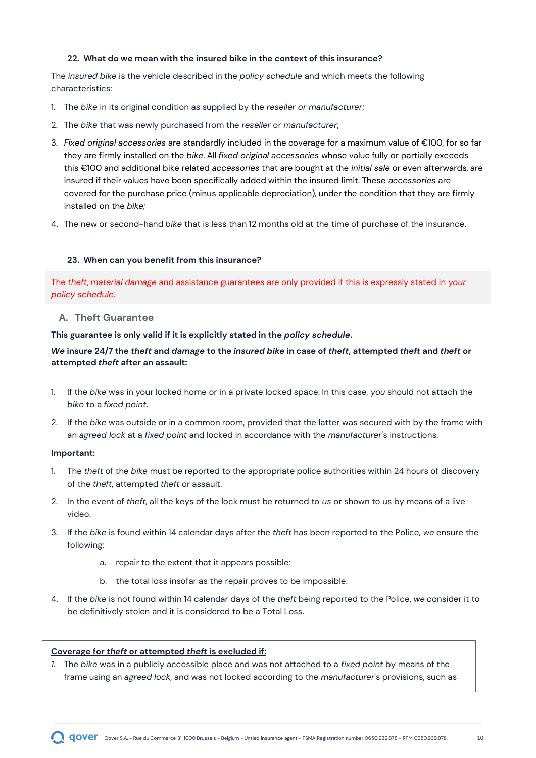### 22. What do we mean with the insured bike in the context of this insurance?

The *insured bike* is the vehicle described in the *policy schedule* and which meets the following characteristics:

1. The *bike* in its original condition as supplied by the *reseller or manufacturer*;
2. The *bike* that was newly purchased from the *reseller* or *manufacturer*;
3. *Fixed original accessories* are standardly included in the coverage for a maximum value of €100, for so far they are firmly installed on the *bike*. All *fixed original accessories* whose value fully or partially exceeds this €100 and additional bike related *accessories* that are bought at the *initial sale* or even afterwards, are insured if their values have been specifically added within the insured limit. These *accessories* are covered for the purchase price (minus applicable depreciation), under the condition that they are firmly installed on the *bike;*
4. The new or second-hand *bike* that is less than 12 months old at the time of purchase of the insurance.

### 23. When can you benefit from this insurance?

The *theft*, *material damage* and assistance guarantees are only provided if this is expressly stated in *your policy schedule*.

#### A. Theft Guarantee

<u>**This guarantee is only valid if it is explicitly stated in the *policy schedule*.**</u>

***We* insure 24/7 the *theft* and *damage* to the *insured bike* in case of *theft*, attempted *theft* and *theft* or attempted *theft* after an assault:**

1. If the *bike* was in your locked home or in a private locked space. In this case, *you* should not attach the *bike* to a *fixed point*.
2. If the *bike* was outside or in a common room, provided that the latter was secured with by the frame with an *agreed lock* at a *fixed point* and locked in accordance with the *manufacturer*'s instructions.

<u>**Important:**</u>

1. The *theft* of the *bike* must be reported to the appropriate police authorities within 24 hours of discovery of the *theft*, attempted *theft* or assault.
2. In the event of *theft*, all the keys of the lock must be returned to *us* or shown to us by means of a live video.
3. If the *bike* is found within 14 calendar days after the *theft* has been reported to the Police, *we* ensure the following:
   a. repair to the extent that it appears possible;
   b. the total loss insofar as the repair proves to be impossible.
4. If the *bike* is not found within 14 calendar days of the *theft* being reported to the Police, *we* consider it to be definitively stolen and it is considered to be a Total Loss.

<u>**Coverage for *theft* or attempted *theft* is excluded if:**</u>

1. The *bike* was in a publicly accessible place and was not attached to a *fixed point* by means of the frame using an *agreed lock*, and was not locked according to the *manufacturer*'s provisions, such as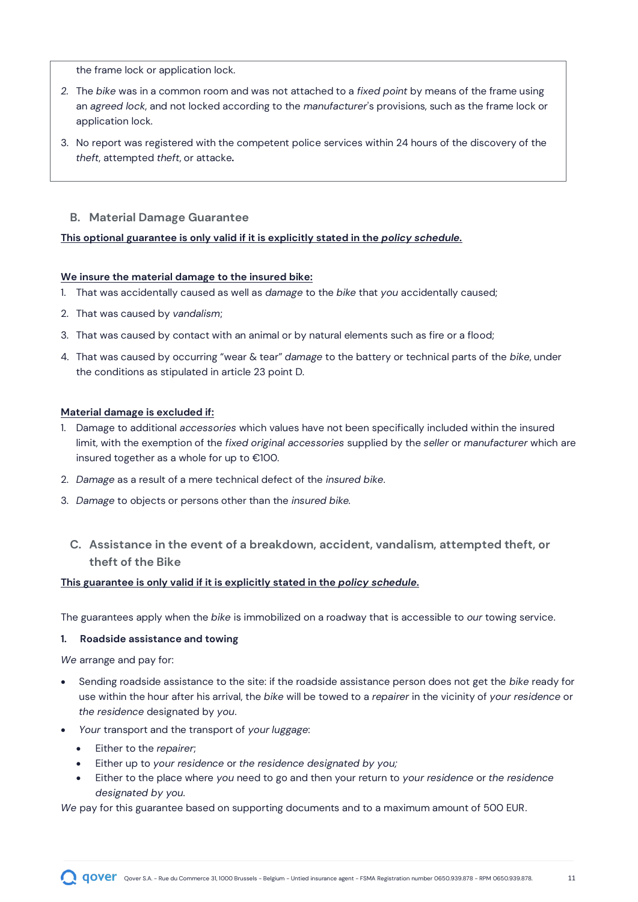the frame lock or application lock.

2. The *bike* was in a common room and was not attached to a *fixed point* by means of the frame using an *agreed lock*, and not locked according to the *manufacturer*'s provisions, such as the frame lock or application lock.
3. No report was registered with the competent police services within 24 hours of the discovery of the *theft*, attempted *theft*, or attacke**.**

## B. Material Damage Guarantee

**This optional guarantee is only valid if it is explicitly stated in the *policy schedule*.**

**We insure the material damage to the insured bike:**

1. That was accidentally caused as well as *damage* to the *bike* that *you* accidentally caused;
2. That was caused by *vandalism*;
3. That was caused by contact with an animal or by natural elements such as fire or a flood;
4. That was caused by occurring "wear & tear" *damage* to the battery or technical parts of the *bike*, under the conditions as stipulated in article 23 point D.

**Material damage is excluded if:**

1. Damage to additional *accessories* which values have not been specifically included within the insured limit, with the exemption of the *fixed original accessories* supplied by the *seller* or *manufacturer* which are insured together as a whole for up to €100.
2. *Damage* as a result of a mere technical defect of the *insured bike*.
3. *Damage* to objects or persons other than the *insured bike*.

## C. Assistance in the event of a breakdown, accident, vandalism, attempted theft, or theft of the Bike

**This guarantee is only valid if it is explicitly stated in the *policy schedule*.**

The guarantees apply when the *bike* is immobilized on a roadway that is accessible to *our* towing service.

### 1. Roadside assistance and towing

*We* arrange and pay for:

- Sending roadside assistance to the site: if the roadside assistance person does not get the *bike* ready for use within the hour after his arrival, the *bike* will be towed to a *repairer* in the vicinity of *your residence* or *the residence* designated by *you*.
- *Your* transport and the transport of *your luggage*:
  - Either to the *repairer*;
  - Either up to *your residence* or *the residence designated by you;*
  - Either to the place where *you* need to go and then your return to *your residence* or *the residence designated by you*.

*We* pay for this guarantee based on supporting documents and to a maximum amount of 500 EUR.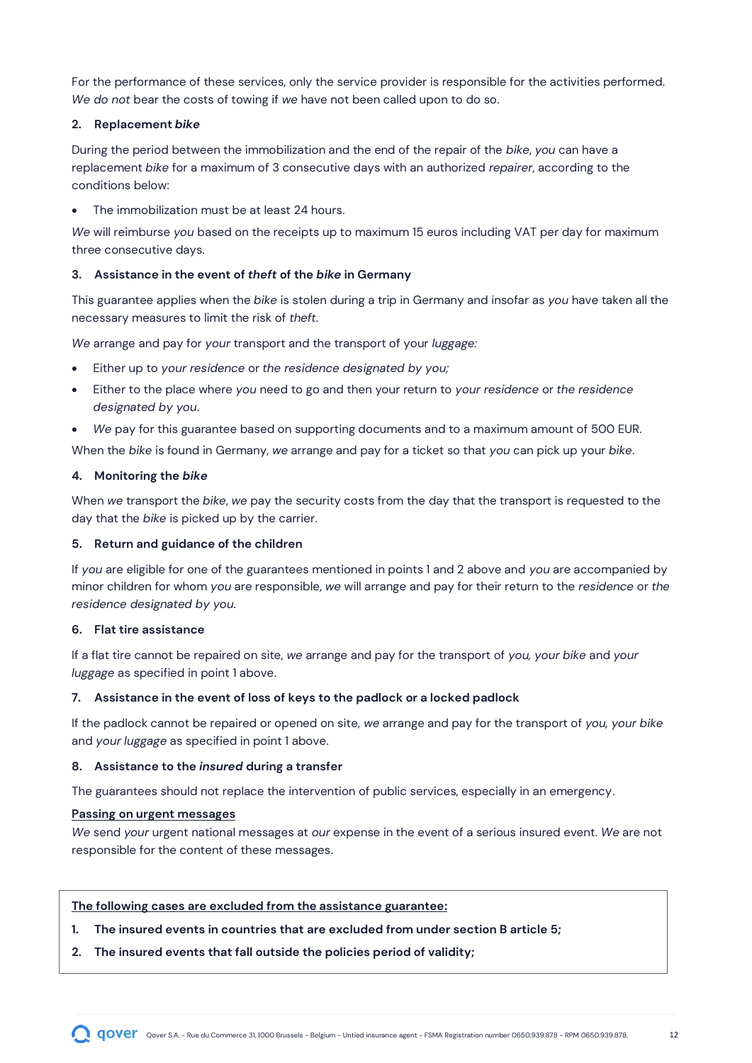For the performance of these services, only the service provider is responsible for the activities performed. *We do not* bear the costs of towing if *we* have not been called upon to do so.

**2. Replacement *bike***

During the period between the immobilization and the end of the repair of the *bike*, *you* can have a replacement *bike* for a maximum of 3 consecutive days with an authorized *repairer*, according to the conditions below:

- The immobilization must be at least 24 hours.

*We* will reimburse *you* based on the receipts up to maximum 15 euros including VAT per day for maximum three consecutive days.

**3. Assistance in the event of *theft* of the *bike* in Germany**

This guarantee applies when the *bike* is stolen during a trip in Germany and insofar as *you* have taken all the necessary measures to limit the risk of *theft*.

*We* arrange and pay for *your* transport and the transport of your *luggage:*

- Either up to *your residence* or *the residence designated by you;*
- Either to the place where *you* need to go and then your return to *your residence* or *the residence designated by you*.
- *We* pay for this guarantee based on supporting documents and to a maximum amount of 500 EUR.

When the *bike* is found in Germany, *we* arrange and pay for a ticket so that *you* can pick up your *bike*.

**4. Monitoring the *bike***

When *we* transport the *bike*, *we* pay the security costs from the day that the transport is requested to the day that the *bike* is picked up by the carrier.

**5. Return and guidance of the children**

If *you* are eligible for one of the guarantees mentioned in points 1 and 2 above and *you* are accompanied by minor children for whom *you* are responsible, *we* will arrange and pay for their return to the *residence* or *the residence designated by you.*

**6. Flat tire assistance**

If a flat tire cannot be repaired on site, *we* arrange and pay for the transport of *you, your bike* and *your luggage* as specified in point 1 above.

**7. Assistance in the event of loss of keys to the padlock or a locked padlock**

If the padlock cannot be repaired or opened on site, *we* arrange and pay for the transport of *you, your bike* and *your luggage* as specified in point 1 above.

**8. Assistance to the *insured* during a transfer**

The guarantees should not replace the intervention of public services, especially in an emergency.

<u>**Passing on urgent messages**</u>

*We* send *your* urgent national messages at *our* expense in the event of a serious insured event. *We* are not responsible for the content of these messages.

<u>**The following cases are excluded from the assistance guarantee:**</u>

1. **The insured events in countries that are excluded from under section B article 5;**
2. **The insured events that fall outside the policies period of validity;**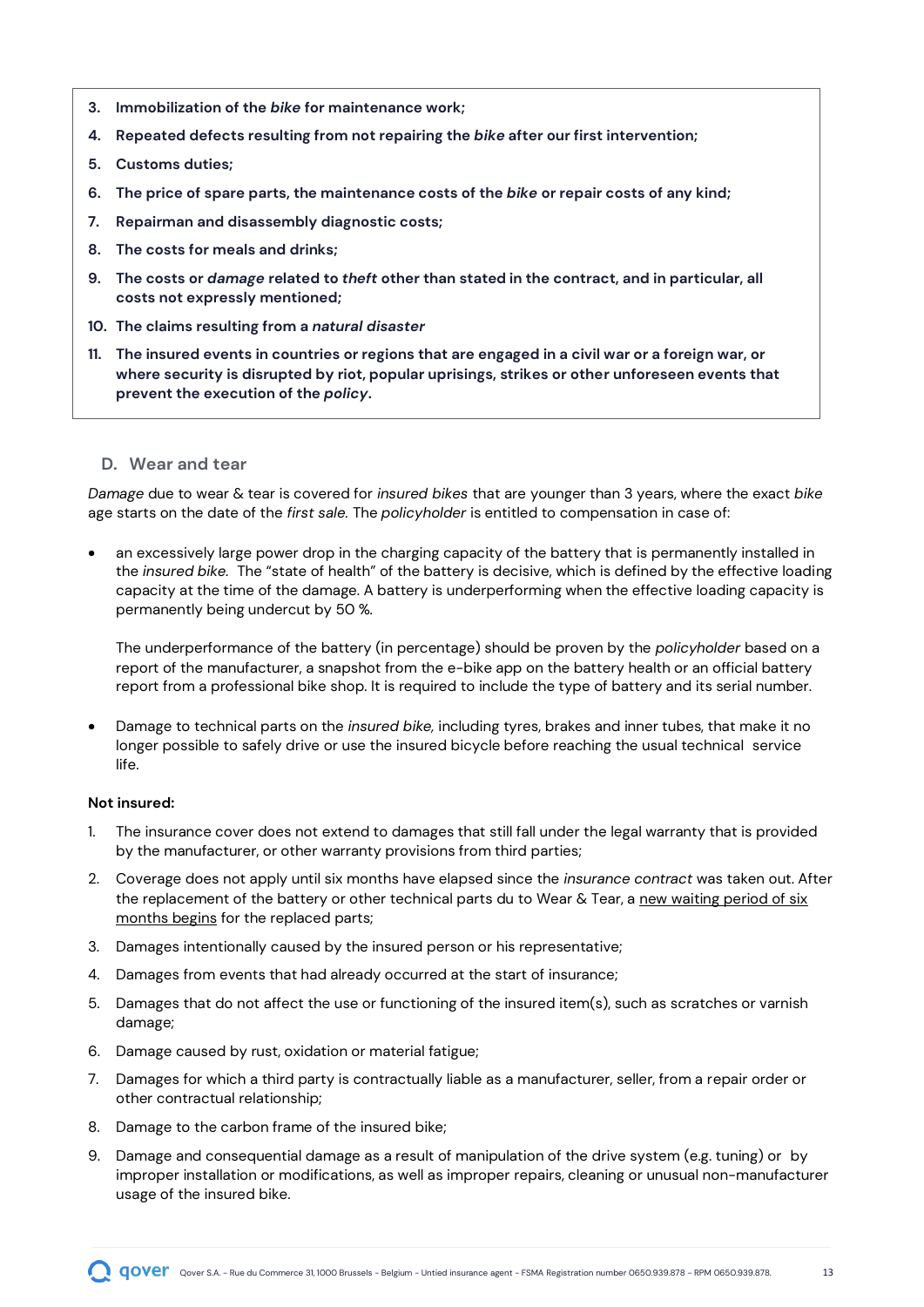3. **Immobilization of the *bike* for maintenance work;**
4. **Repeated defects resulting from not repairing the *bike* after our first intervention;**
5. **Customs duties;**
6. **The price of spare parts, the maintenance costs of the *bike* or repair costs of any kind;**
7. **Repairman and disassembly diagnostic costs;**
8. **The costs for meals and drinks;**
9. **The costs or *damage* related to *theft* other than stated in the contract, and in particular, all costs not expressly mentioned;**
10. **The claims resulting from a *natural disaster***
11. **The insured events in countries or regions that are engaged in a civil war or a foreign war, or where security is disrupted by riot, popular uprisings, strikes or other unforeseen events that prevent the execution of the *policy*.**

### D. Wear and tear

*Damage* due to wear & tear is covered for *insured bikes* that are younger than 3 years, where the exact *bike* age starts on the date of the *first sale*. The *policyholder* is entitled to compensation in case of:

- an excessively large power drop in the charging capacity of the battery that is permanently installed in the *insured bike*. The "state of health" of the battery is decisive, which is defined by the effective loading capacity at the time of the damage. A battery is underperforming when the effective loading capacity is permanently being undercut by 50 %.

  The underperformance of the battery (in percentage) should be proven by the *policyholder* based on a report of the manufacturer, a snapshot from the e-bike app on the battery health or an official battery report from a professional bike shop. It is required to include the type of battery and its serial number.

- Damage to technical parts on the *insured bike,* including tyres, brakes and inner tubes, that make it no longer possible to safely drive or use the insured bicycle before reaching the usual technical service life.

**Not insured:**

1. The insurance cover does not extend to damages that still fall under the legal warranty that is provided by the manufacturer, or other warranty provisions from third parties;
2. Coverage does not apply until six months have elapsed since the *insurance contract* was taken out. After the replacement of the battery or other technical parts du to Wear & Tear, a new waiting period of six months begins for the replaced parts;
3. Damages intentionally caused by the insured person or his representative;
4. Damages from events that had already occurred at the start of insurance;
5. Damages that do not affect the use or functioning of the insured item(s), such as scratches or varnish damage;
6. Damage caused by rust, oxidation or material fatigue;
7. Damages for which a third party is contractually liable as a manufacturer, seller, from a repair order or other contractual relationship;
8. Damage to the carbon frame of the insured bike;
9. Damage and consequential damage as a result of manipulation of the drive system (e.g. tuning) or by improper installation or modifications, as well as improper repairs, cleaning or unusual non-manufacturer usage of the insured bike.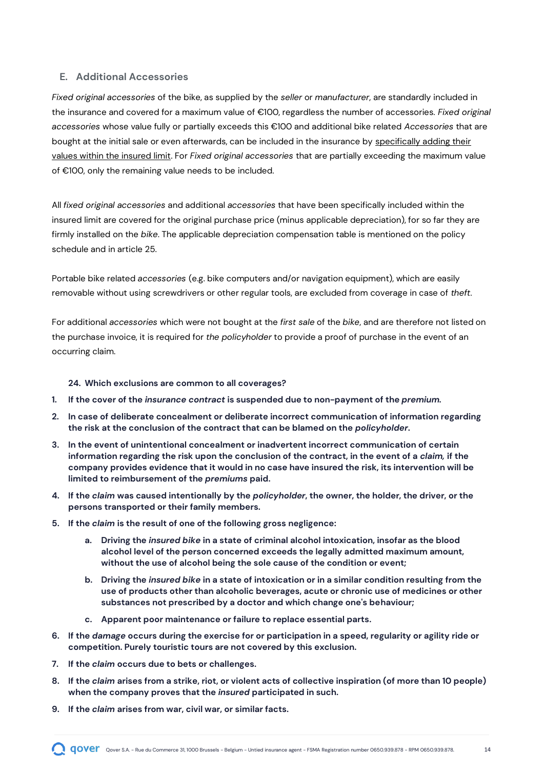### E. Additional Accessories

*Fixed original accessories* of the bike, as supplied by the *seller* or *manufacturer*, are standardly included in the insurance and covered for a maximum value of €100, regardless the number of accessories. *Fixed original accessories* whose value fully or partially exceeds this €100 and additional bike related *Accessories* that are bought at the initial sale or even afterwards, can be included in the insurance by <u>specifically adding their values within the insured limit</u>. For *Fixed original accessories* that are partially exceeding the maximum value of €100, only the remaining value needs to be included.

All *fixed original accessories* and additional *accessories* that have been specifically included within the insured limit are covered for the original purchase price (minus applicable depreciation), for so far they are firmly installed on the *bike*. The applicable depreciation compensation table is mentioned on the policy schedule and in article 25.

Portable bike related *accessories* (e.g. bike computers and/or navigation equipment), which are easily removable without using screwdrivers or other regular tools, are excluded from coverage in case of *theft*.

For additional *accessories* which were not bought at the *first sale* of the *bike*, and are therefore not listed on the purchase invoice, it is required for *the policyholder* to provide a proof of purchase in the event of an occurring claim.

#### 24. Which exclusions are common to all coverages?

1. **If the cover of the *insurance contract* is suspended due to non-payment of the *premium*.**
2. **In case of deliberate concealment or deliberate incorrect communication of information regarding the risk at the conclusion of the contract that can be blamed on the *policyholder*.**
3. **In the event of unintentional concealment or inadvertent incorrect communication of certain information regarding the risk upon the conclusion of the contract, in the event of a *claim*, if the company provides evidence that it would in no case have insured the risk, its intervention will be limited to reimbursement of the *premiums* paid.**
4. **If the *claim* was caused intentionally by the *policyholder*, the owner, the holder, the driver, or the persons transported or their family members.**
5. **If the *claim* is the result of one of the following gross negligence:**
    a. **Driving the *insured bike* in a state of criminal alcohol intoxication, insofar as the blood alcohol level of the person concerned exceeds the legally admitted maximum amount, without the use of alcohol being the sole cause of the condition or event;**
    b. **Driving the *insured bike* in a state of intoxication or in a similar condition resulting from the use of products other than alcoholic beverages, acute or chronic use of medicines or other substances not prescribed by a doctor and which change one's behaviour;**
    c. **Apparent poor maintenance or failure to replace essential parts.**
6. **If the *damage* occurs during the exercise for or participation in a speed, regularity or agility ride or competition. Purely touristic tours are not covered by this exclusion.**
7. **If the *claim* occurs due to bets or challenges.**
8. **If the *claim* arises from a strike, riot, or violent acts of collective inspiration (of more than 10 people) when the company proves that the *insured* participated in such.**
9. **If the *claim* arises from war, civil war, or similar facts.**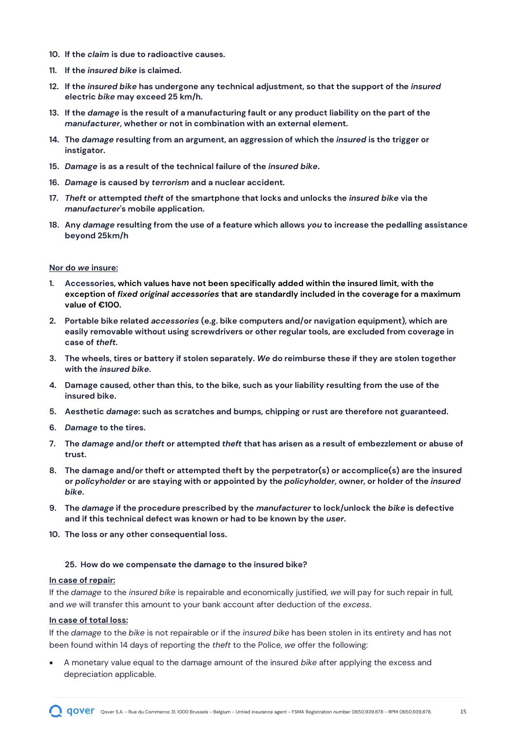10. **If the *claim* is due to radioactive causes.**
11. **If the *insured bike* is claimed.**
12. **If the *insured bike* has undergone any technical adjustment, so that the support of the *insured* electric *bike* may exceed 25 km/h.**
13. **If the *damage* is the result of a manufacturing fault or any product liability on the part of the *manufacturer*, whether or not in combination with an external element.**
14. **The *damage* resulting from an argument, an aggression of which the *insured* is the trigger or instigator.**
15. ***Damage* is as a result of the technical failure of the *insured bike*.**
16. ***Damage* is caused by *terrorism* and a nuclear accident.**
17. ***Theft* or attempted *theft* of the smartphone that locks and unlocks the *insured bike* via the *manufacturer*'s mobile application.**
18. **Any *damage* resulting from the use of a feature which allows *you* to increase the pedalling assistance beyond 25km/h**

<u>Nor do *we* insure:</u>

1. **Accessories, which values have not been specifically added within the insured limit, with the exception of *fixed original accessories* that are standardly included in the coverage for a maximum value of €100.**
2. **Portable bike related *accessories* (e.g. bike computers and/or navigation equipment), which are easily removable without using screwdrivers or other regular tools, are excluded from coverage in case of *theft*.**
3. **The wheels, tires or battery if stolen separately. *We* do reimburse these if they are stolen together with the *insured bike*.**
4. **Damage caused, other than this, to the bike, such as your liability resulting from the use of the insured bike.**
5. **Aesthetic *damage*: such as scratches and bumps, chipping or rust are therefore not guaranteed.**
6. ***Damage* to the tires.**
7. **The *damage* and/or *theft* or attempted *theft* that has arisen as a result of embezzlement or abuse of trust.**
8. **The damage and/or theft or attempted theft by the perpetrator(s) or accomplice(s) are the insured or *policyholder* or are staying with or appointed by the *policyholder*, owner, or holder of the *insured bike*.**
9. **The *damage* if the procedure prescribed by the *manufacturer* to lock/unlock the *bike* is defective and if this technical defect was known or had to be known by the *user*.**
10. **The loss or any other consequential loss.**

### 25. How do we compensate the damage to the insured bike?

<u>**In case of repair:**</u>

If the *damage* to the *insured bike* is repairable and economically justified, *we* will pay for such repair in full, and *we* will transfer this amount to your bank account after deduction of the *excess*.

<u>**In case of total loss:**</u>

If the *damage* to the *bike* is not repairable or if the *insured bike* has been stolen in its entirety and has not been found within 14 days of reporting the *theft* to the Police, *we* offer the following:

- A monetary value equal to the damage amount of the insured *bike* after applying the excess and depreciation applicable.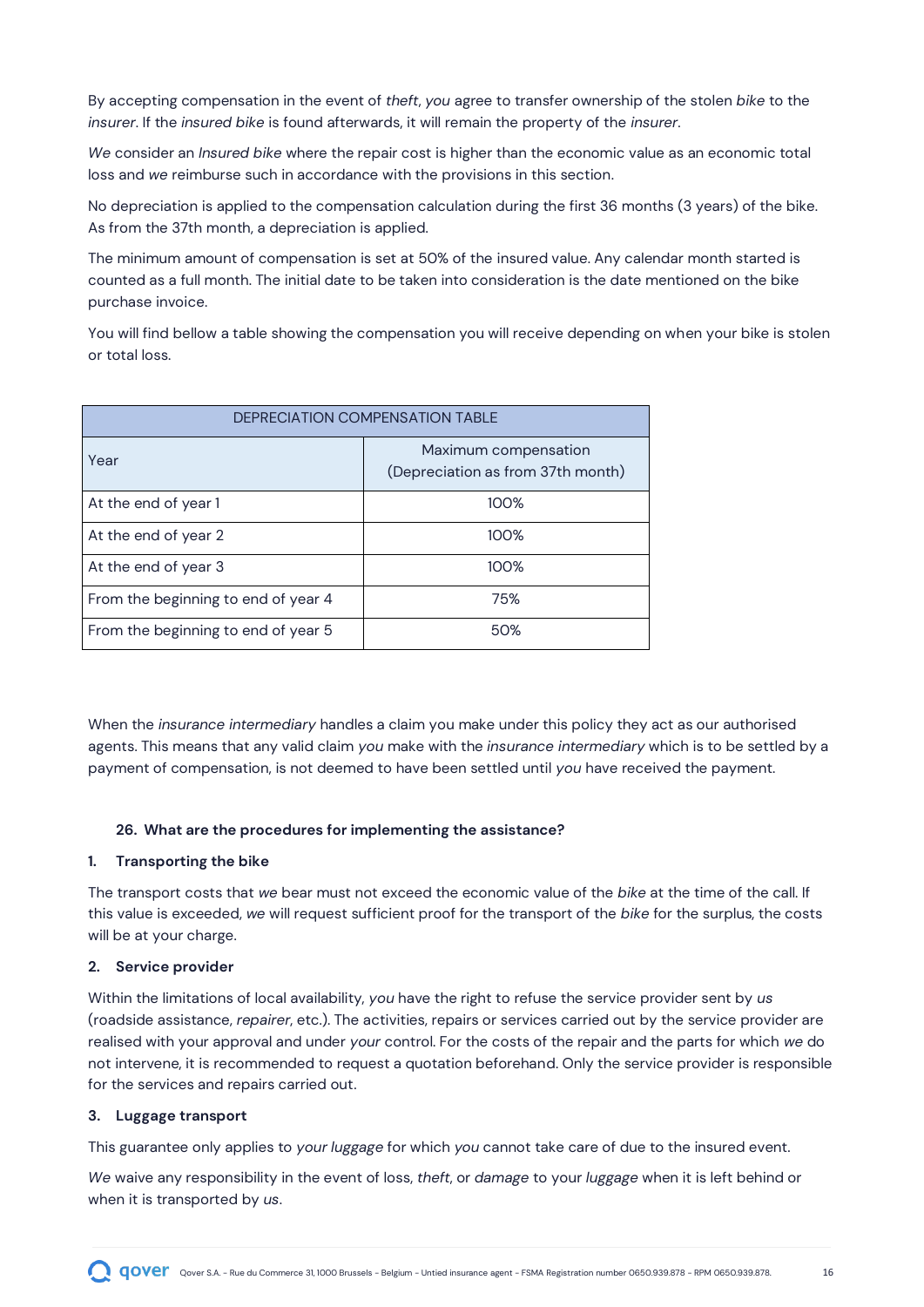By accepting compensation in the event of *theft*, *you* agree to transfer ownership of the stolen *bike* to the *insurer*. If the *insured bike* is found afterwards, it will remain the property of the *insurer*.

*We* consider an *Insured bike* where the repair cost is higher than the economic value as an economic total loss and *we* reimburse such in accordance with the provisions in this section.

No depreciation is applied to the compensation calculation during the first 36 months (3 years) of the bike. As from the 37th month, a depreciation is applied.

The minimum amount of compensation is set at 50% of the insured value. Any calendar month started is counted as a full month. The initial date to be taken into consideration is the date mentioned on the bike purchase invoice.

You will find bellow a table showing the compensation you will receive depending on when your bike is stolen or total loss.

| DEPRECIATION COMPENSATION TABLE | |
|---|---|
| Year | Maximum compensation (Depreciation as from 37th month) |
| At the end of year 1 | 100% |
| At the end of year 2 | 100% |
| At the end of year 3 | 100% |
| From the beginning to end of year 4 | 75% |
| From the beginning to end of year 5 | 50% |

When the *insurance intermediary* handles a claim you make under this policy they act as our authorised agents. This means that any valid claim *you* make with the *insurance intermediary* which is to be settled by a payment of compensation, is not deemed to have been settled until *you* have received the payment.

### 26. What are the procedures for implementing the assistance?

#### 1. Transporting the bike

The transport costs that *we* bear must not exceed the economic value of the *bike* at the time of the call. If this value is exceeded, *we* will request sufficient proof for the transport of the *bike* for the surplus, the costs will be at your charge.

#### 2. Service provider

Within the limitations of local availability, *you* have the right to refuse the service provider sent by *us* (roadside assistance, *repairer*, etc.). The activities, repairs or services carried out by the service provider are realised with your approval and under *your* control. For the costs of the repair and the parts for which *we* do not intervene, it is recommended to request a quotation beforehand. Only the service provider is responsible for the services and repairs carried out.

#### 3. Luggage transport

This guarantee only applies to *your luggage* for which *you* cannot take care of due to the insured event.

*We* waive any responsibility in the event of loss, *theft*, or *damage* to your *luggage* when it is left behind or when it is transported by *us*.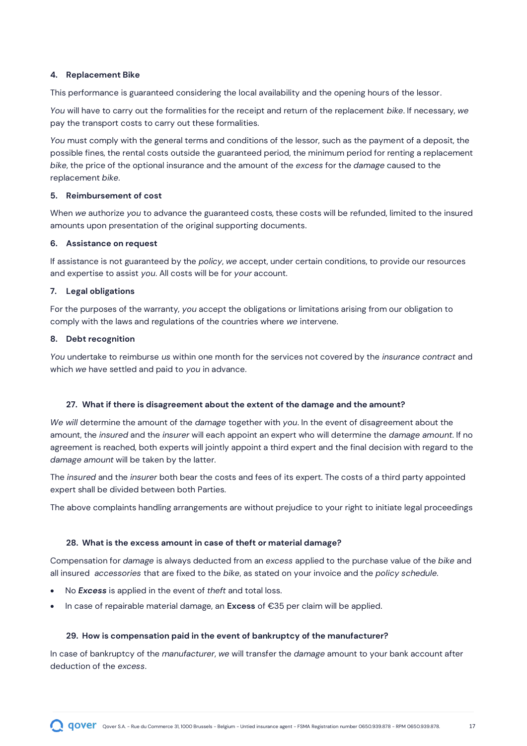#### 4. Replacement Bike

This performance is guaranteed considering the local availability and the opening hours of the lessor.

*You* will have to carry out the formalities for the receipt and return of the replacement *bike*. If necessary, *we* pay the transport costs to carry out these formalities.

*You* must comply with the general terms and conditions of the lessor, such as the payment of a deposit, the possible fines, the rental costs outside the guaranteed period, the minimum period for renting a replacement *bike*, the price of the optional insurance and the amount of the *excess* for the *damage* caused to the replacement *bike*.

#### 5. Reimbursement of cost

When *we* authorize *you* to advance the guaranteed costs, these costs will be refunded, limited to the insured amounts upon presentation of the original supporting documents.

#### 6. Assistance on request

If assistance is not guaranteed by the *policy*, *we* accept, under certain conditions, to provide our resources and expertise to assist *you*. All costs will be for *your* account.

#### 7. Legal obligations

For the purposes of the warranty, *you* accept the obligations or limitations arising from our obligation to comply with the laws and regulations of the countries where *we* intervene.

#### 8. Debt recognition

*You* undertake to reimburse *us* within one month for the services not covered by the *insurance contract* and which *we* have settled and paid to *you* in advance.

### 27. What if there is disagreement about the extent of the damage and the amount?

*We will* determine the amount of the *damage* together with *you*. In the event of disagreement about the amount, the *insured* and the *insurer* will each appoint an expert who will determine the *damage amount*. If no agreement is reached, both experts will jointly appoint a third expert and the final decision with regard to the *damage amount* will be taken by the latter.

The *insured* and the *insurer* both bear the costs and fees of its expert. The costs of a third party appointed expert shall be divided between both Parties.

The above complaints handling arrangements are without prejudice to your right to initiate legal proceedings

### 28. What is the excess amount in case of theft or material damage?

Compensation for *damage* is always deducted from an *excess* applied to the purchase value of the *bike* and all insured *accessories* that are fixed to the *bike*, as stated on your invoice and the *policy schedule*.

- No ***Excess*** is applied in the event of *theft* and total loss.
- In case of repairable material damage, an **Excess** of €35 per claim will be applied.

### 29. How is compensation paid in the event of bankruptcy of the manufacturer?

In case of bankruptcy of the *manufacturer*, *we* will transfer the *damage* amount to your bank account after deduction of the *excess*.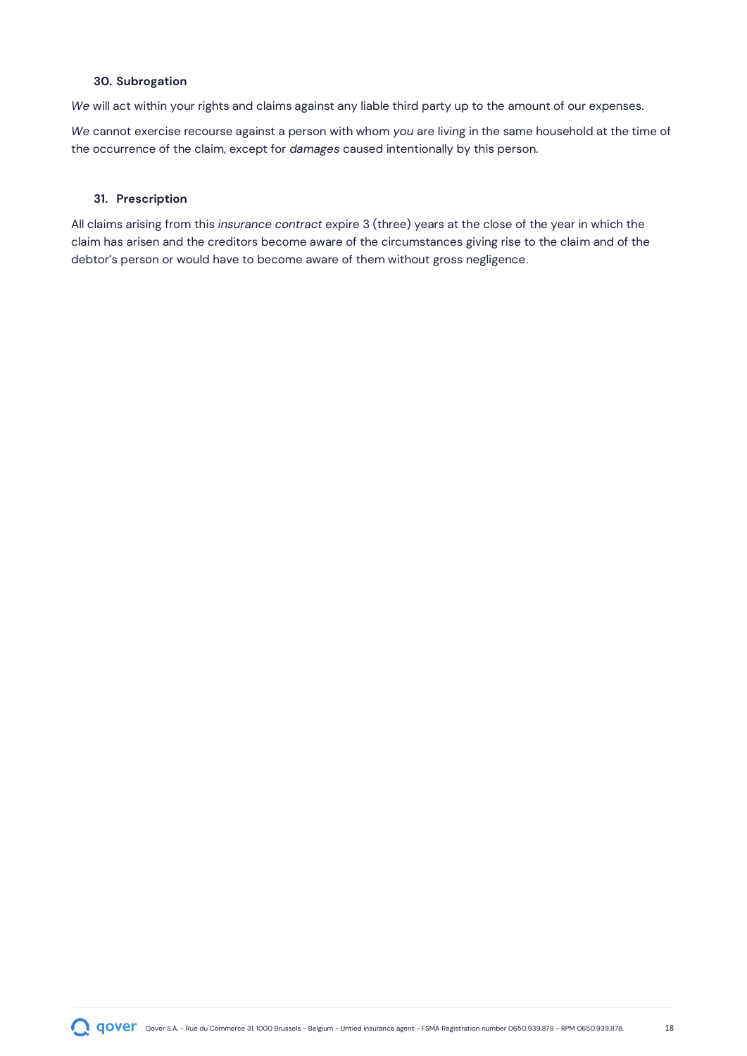### 30. Subrogation

*We* will act within your rights and claims against any liable third party up to the amount of our expenses.

*We* cannot exercise recourse against a person with whom *you* are living in the same household at the time of the occurrence of the claim, except for *damages* caused intentionally by this person.

### 31. Prescription

All claims arising from this *insurance contract* expire 3 (three) years at the close of the year in which the claim has arisen and the creditors become aware of the circumstances giving rise to the claim and of the debtor's person or would have to become aware of them without gross negligence.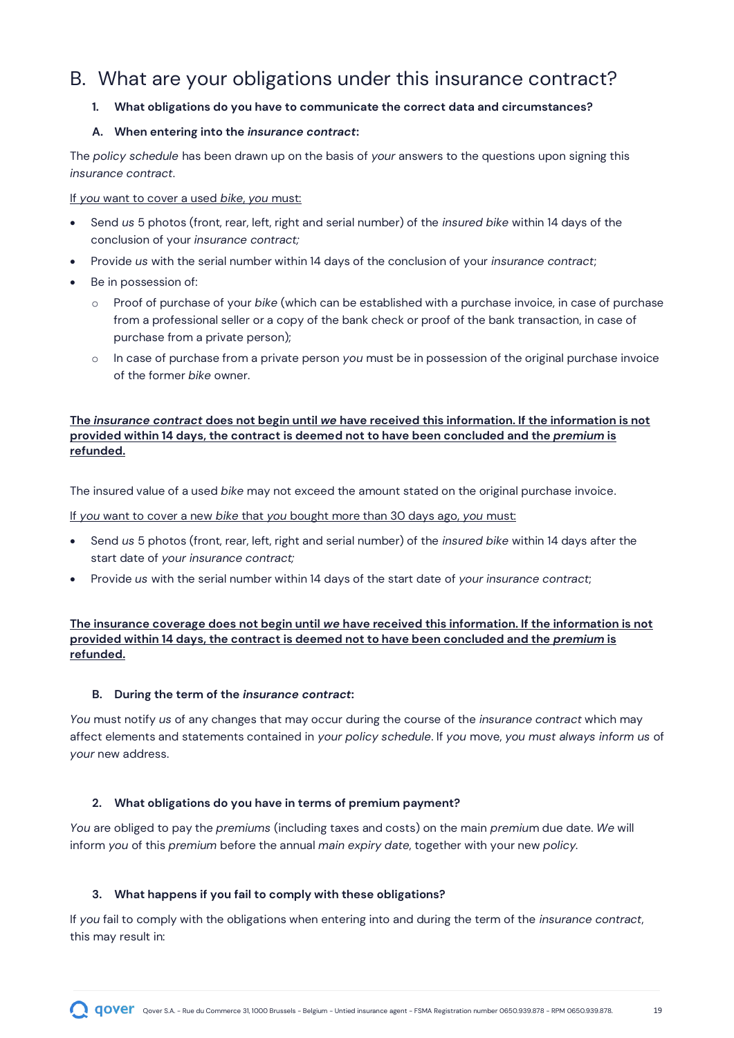# B. What are your obligations under this insurance contract?

### 1. What obligations do you have to communicate the correct data and circumstances?

#### A. When entering into the *insurance contract*:

The *policy schedule* has been drawn up on the basis of *your* answers to the questions upon signing this *insurance contract*.

If *you* want to cover a used *bike*, *you* must:

- Send *us* 5 photos (front, rear, left, right and serial number) of the *insured bike* within 14 days of the conclusion of your *insurance contract;*
- Provide *us* with the serial number within 14 days of the conclusion of your *insurance contract*;
- Be in possession of:
  - Proof of purchase of your *bike* (which can be established with a purchase invoice, in case of purchase from a professional seller or a copy of the bank check or proof of the bank transaction, in case of purchase from a private person);
  - In case of purchase from a private person *you* must be in possession of the original purchase invoice of the former *bike* owner.

**The *insurance contract* does not begin until *we* have received this information. If the information is not provided within 14 days, the contract is deemed not to have been concluded and the *premium* is refunded.**

The insured value of a used *bike* may not exceed the amount stated on the original purchase invoice.

If *you* want to cover a new *bike* that *you* bought more than 30 days ago, *you* must:

- Send *us* 5 photos (front, rear, left, right and serial number) of the *insured bike* within 14 days after the start date of *your insurance contract;*
- Provide *us* with the serial number within 14 days of the start date of *your insurance contract*;

**The insurance coverage does not begin until *we* have received this information. If the information is not provided within 14 days, the contract is deemed not to have been concluded and the *premium* is refunded.**

#### B. During the term of the *insurance contract*:

*You* must notify *us* of any changes that may occur during the course of the *insurance contract* which may affect elements and statements contained in *your policy schedule*. If *you* move, *you must always inform us* of *your* new address.

### 2. What obligations do you have in terms of premium payment?

*You* are obliged to pay the *premiums* (including taxes and costs) on the main *premium* due date. *We* will inform *you* of this *premium* before the annual *main expiry date*, together with your new *policy.*

### 3. What happens if you fail to comply with these obligations?

If *you* fail to comply with the obligations when entering into and during the term of the *insurance contract*, this may result in: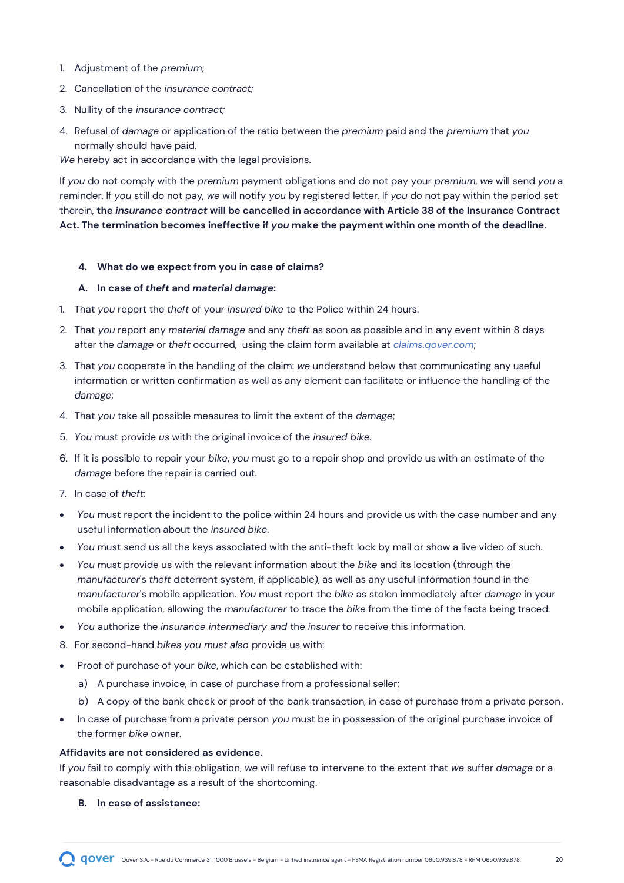1. Adjustment of the *premium*;
2. Cancellation of the *insurance contract;*
3. Nullity of the *insurance contract;*
4. Refusal of *damage* or application of the ratio between the *premium* paid and the *premium* that *you* normally should have paid.

*We* hereby act in accordance with the legal provisions.

If *you* do not comply with the *premium* payment obligations and do not pay your *premium*, *we* will send *you* a reminder. If *you* still do not pay, *we* will notify *you* by registered letter. If *you* do not pay within the period set therein, **the *insurance contract* will be cancelled in accordance with Article 38 of the Insurance Contract Act. The termination becomes ineffective if *you* make the payment within one month of the deadline**.

### 4. What do we expect from you in case of claims?

#### A. In case of *theft* and *material damage*:

1. That *you* report the *theft* of your *insured bike* to the Police within 24 hours.
2. That *you* report any *material damage* and any *theft* as soon as possible and in any event within 8 days after the *damage* or *theft* occurred, using the claim form available at *claims.qover.com*;
3. That *you* cooperate in the handling of the claim: *we* understand below that communicating any useful information or written confirmation as well as any element can facilitate or influence the handling of the *damage*;
4. That *you* take all possible measures to limit the extent of the *damage*;
5. *You* must provide *us* with the original invoice of the *insured bike.*
6. If it is possible to repair your *bike*, *you* must go to a repair shop and provide us with an estimate of the *damage* before the repair is carried out.
7. In case of *theft*:

- *You* must report the incident to the police within 24 hours and provide us with the case number and any useful information about the *insured bike*.
- *You* must send us all the keys associated with the anti-theft lock by mail or show a live video of such.
- *You* must provide us with the relevant information about the *bike* and its location (through the *manufacturer*'s *theft* deterrent system, if applicable), as well as any useful information found in the *manufacturer*'s mobile application. *You* must report the *bike* as stolen immediately after *damage* in your mobile application, allowing the *manufacturer* to trace the *bike* from the time of the facts being traced.
- *You* authorize the *insurance intermediary and* the *insurer* to receive this information.

8. For second-hand *bikes you must also* provide us with:

- Proof of purchase of your *bike*, which can be established with:
  a) A purchase invoice, in case of purchase from a professional seller;
  b) A copy of the bank check or proof of the bank transaction, in case of purchase from a private person.
- In case of purchase from a private person *you* must be in possession of the original purchase invoice of the former *bike* owner.

<u>**Affidavits are not considered as evidence.**</u>

If *you* fail to comply with this obligation, *we* will refuse to intervene to the extent that *we* suffer *damage* or a reasonable disadvantage as a result of the shortcoming.

#### B. In case of assistance: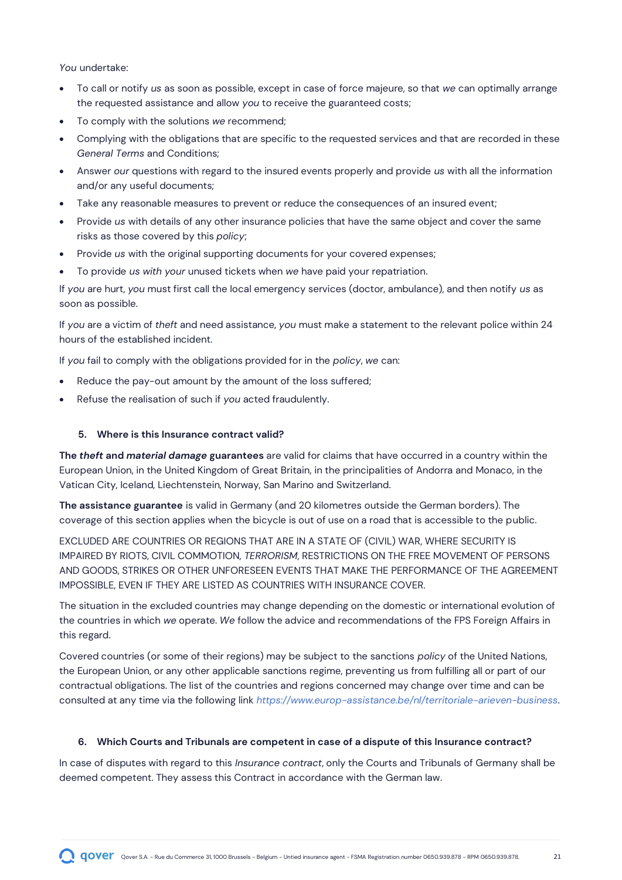*You* undertake:

- To call or notify *us* as soon as possible, except in case of force majeure, so that *we* can optimally arrange the requested assistance and allow *you* to receive the guaranteed costs;
- To comply with the solutions *we* recommend;
- Complying with the obligations that are specific to the requested services and that are recorded in these *General Terms* and Conditions;
- Answer *our* questions with regard to the insured events properly and provide *us* with all the information and/or any useful documents;
- Take any reasonable measures to prevent or reduce the consequences of an insured event;
- Provide *us* with details of any other insurance policies that have the same object and cover the same risks as those covered by this *policy*;
- Provide *us* with the original supporting documents for your covered expenses;
- To provide *us with your* unused tickets when *we* have paid your repatriation.

If *you* are hurt, *you* must first call the local emergency services (doctor, ambulance), and then notify *us* as soon as possible.

If *you* are a victim of *theft* and need assistance, *you* must make a statement to the relevant police within 24 hours of the established incident.

If *you* fail to comply with the obligations provided for in the *policy*, *we* can:

- Reduce the pay-out amount by the amount of the loss suffered;
- Refuse the realisation of such if *you* acted fraudulently.

## 5. Where is this Insurance contract valid?

**The *theft* and *material damage* guarantees** are valid for claims that have occurred in a country within the European Union, in the United Kingdom of Great Britain, in the principalities of Andorra and Monaco, in the Vatican City, Iceland, Liechtenstein, Norway, San Marino and Switzerland.

**The assistance guarantee** is valid in Germany (and 20 kilometres outside the German borders). The coverage of this section applies when the bicycle is out of use on a road that is accessible to the public.

EXCLUDED ARE COUNTRIES OR REGIONS THAT ARE IN A STATE OF (CIVIL) WAR, WHERE SECURITY IS IMPAIRED BY RIOTS, CIVIL COMMOTION, *TERRORISM*, RESTRICTIONS ON THE FREE MOVEMENT OF PERSONS AND GOODS, STRIKES OR OTHER UNFORESEEN EVENTS THAT MAKE THE PERFORMANCE OF THE AGREEMENT IMPOSSIBLE, EVEN IF THEY ARE LISTED AS COUNTRIES WITH INSURANCE COVER.

The situation in the excluded countries may change depending on the domestic or international evolution of the countries in which *we* operate. *We* follow the advice and recommendations of the FPS Foreign Affairs in this regard.

Covered countries (or some of their regions) may be subject to the sanctions *policy* of the United Nations, the European Union, or any other applicable sanctions regime, preventing us from fulfilling all or part of our contractual obligations. The list of the countries and regions concerned may change over time and can be consulted at any time via the following link *https://www.europ-assistance.be/nl/territoriale-arieven-business*.

## 6. Which Courts and Tribunals are competent in case of a dispute of this Insurance contract?

In case of disputes with regard to this *Insurance contract*, only the Courts and Tribunals of Germany shall be deemed competent. They assess this Contract in accordance with the German law.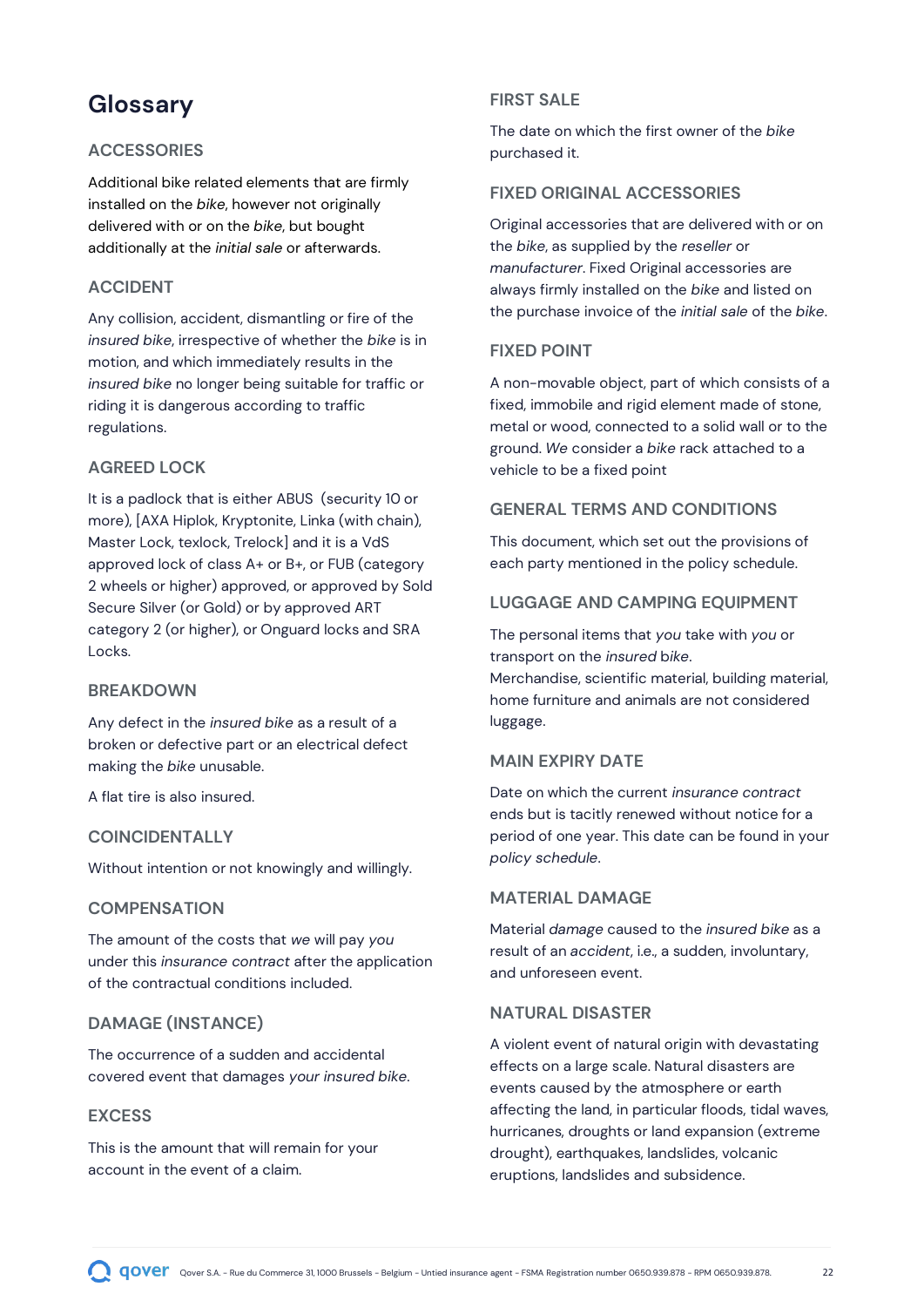# Glossary

### ACCESSORIES

Additional bike related elements that are firmly installed on the *bike*, however not originally delivered with or on the *bike*, but bought additionally at the *initial sale* or afterwards.

### ACCIDENT

Any collision, accident, dismantling or fire of the *insured bike*, irrespective of whether the *bike* is in motion, and which immediately results in the *insured bike* no longer being suitable for traffic or riding it is dangerous according to traffic regulations.

### AGREED LOCK

It is a padlock that is either ABUS (security 10 or more), [AXA Hiplok, Kryptonite, Linka (with chain), Master Lock, texlock, Trelock] and it is a VdS approved lock of class A+ or B+, or FUB (category 2 wheels or higher) approved, or approved by Sold Secure Silver (or Gold) or by approved ART category 2 (or higher), or Onguard locks and SRA Locks.

### BREAKDOWN

Any defect in the *insured bike* as a result of a broken or defective part or an electrical defect making the *bike* unusable.

A flat tire is also insured.

### COINCIDENTALLY

Without intention or not knowingly and willingly.

### COMPENSATION

The amount of the costs that *we* will pay *you* under this *insurance contract* after the application of the contractual conditions included.

### DAMAGE (INSTANCE)

The occurrence of a sudden and accidental covered event that damages *your insured bike*.

### EXCESS

This is the amount that will remain for your account in the event of a claim.

### FIRST SALE

The date on which the first owner of the *bike* purchased it.

### FIXED ORIGINAL ACCESSORIES

Original accessories that are delivered with or on the *bike*, as supplied by the *reseller* or *manufacturer*. Fixed Original accessories are always firmly installed on the *bike* and listed on the purchase invoice of the *initial sale* of the *bike*.

### FIXED POINT

A non-movable object, part of which consists of a fixed, immobile and rigid element made of stone, metal or wood, connected to a solid wall or to the ground. *We* consider a *bike* rack attached to a vehicle to be a fixed point

### GENERAL TERMS AND CONDITIONS

This document, which set out the provisions of each party mentioned in the policy schedule.

### LUGGAGE AND CAMPING EQUIPMENT

The personal items that *you* take with *you* or transport on the *insured bike*.
Merchandise, scientific material, building material, home furniture and animals are not considered luggage.

### MAIN EXPIRY DATE

Date on which the current *insurance contract* ends but is tacitly renewed without notice for a period of one year. This date can be found in your *policy schedule*.

### MATERIAL DAMAGE

Material *damage* caused to the *insured bike* as a result of an *accident*, i.e., a sudden, involuntary, and unforeseen event.

### NATURAL DISASTER

A violent event of natural origin with devastating effects on a large scale. Natural disasters are events caused by the atmosphere or earth affecting the land, in particular floods, tidal waves, hurricanes, droughts or land expansion (extreme drought), earthquakes, landslides, volcanic eruptions, landslides and subsidence.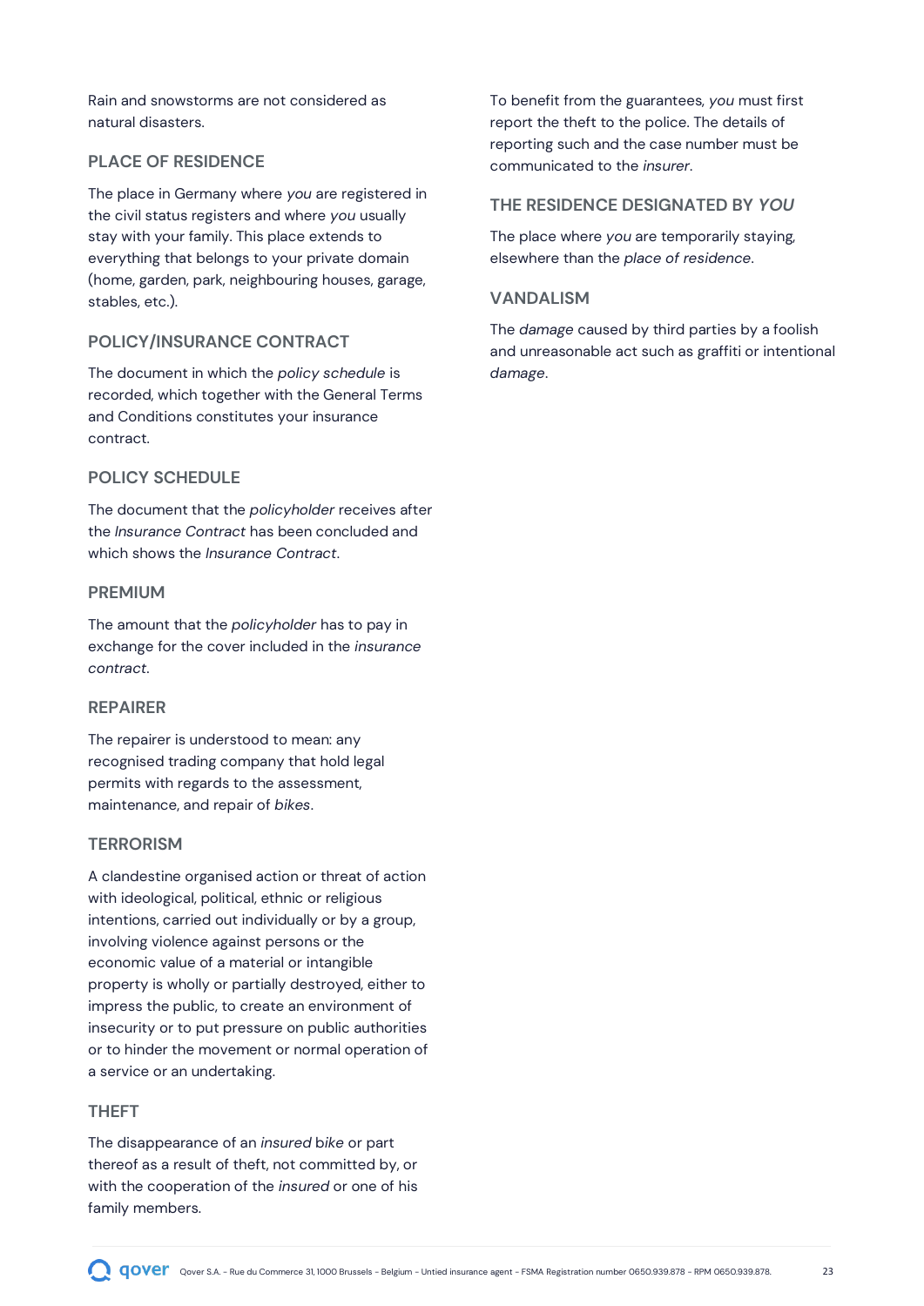Rain and snowstorms are not considered as natural disasters.

### PLACE OF RESIDENCE

The place in Germany where *you* are registered in the civil status registers and where *you* usually stay with your family. This place extends to everything that belongs to your private domain (home, garden, park, neighbouring houses, garage, stables, etc.).

### POLICY/INSURANCE CONTRACT

The document in which the *policy schedule* is recorded, which together with the General Terms and Conditions constitutes your insurance contract.

### POLICY SCHEDULE

The document that the *policyholder* receives after the *Insurance Contract* has been concluded and which shows the *Insurance Contract*.

### PREMIUM

The amount that the *policyholder* has to pay in exchange for the cover included in the *insurance contract*.

### REPAIRER

The repairer is understood to mean: any recognised trading company that hold legal permits with regards to the assessment, maintenance, and repair of *bikes*.

### TERRORISM

A clandestine organised action or threat of action with ideological, political, ethnic or religious intentions, carried out individually or by a group, involving violence against persons or the economic value of a material or intangible property is wholly or partially destroyed, either to impress the public, to create an environment of insecurity or to put pressure on public authorities or to hinder the movement or normal operation of a service or an undertaking.

### THEFT

The disappearance of an *insured* bike or part thereof as a result of theft, not committed by, or with the cooperation of the *insured* or one of his family members.

To benefit from the guarantees, *you* must first report the theft to the police. The details of reporting such and the case number must be communicated to the *insurer*.

### THE RESIDENCE DESIGNATED BY *YOU*

The place where *you* are temporarily staying, elsewhere than the *place of residence*.

### VANDALISM

The *damage* caused by third parties by a foolish and unreasonable act such as graffiti or intentional *damage*.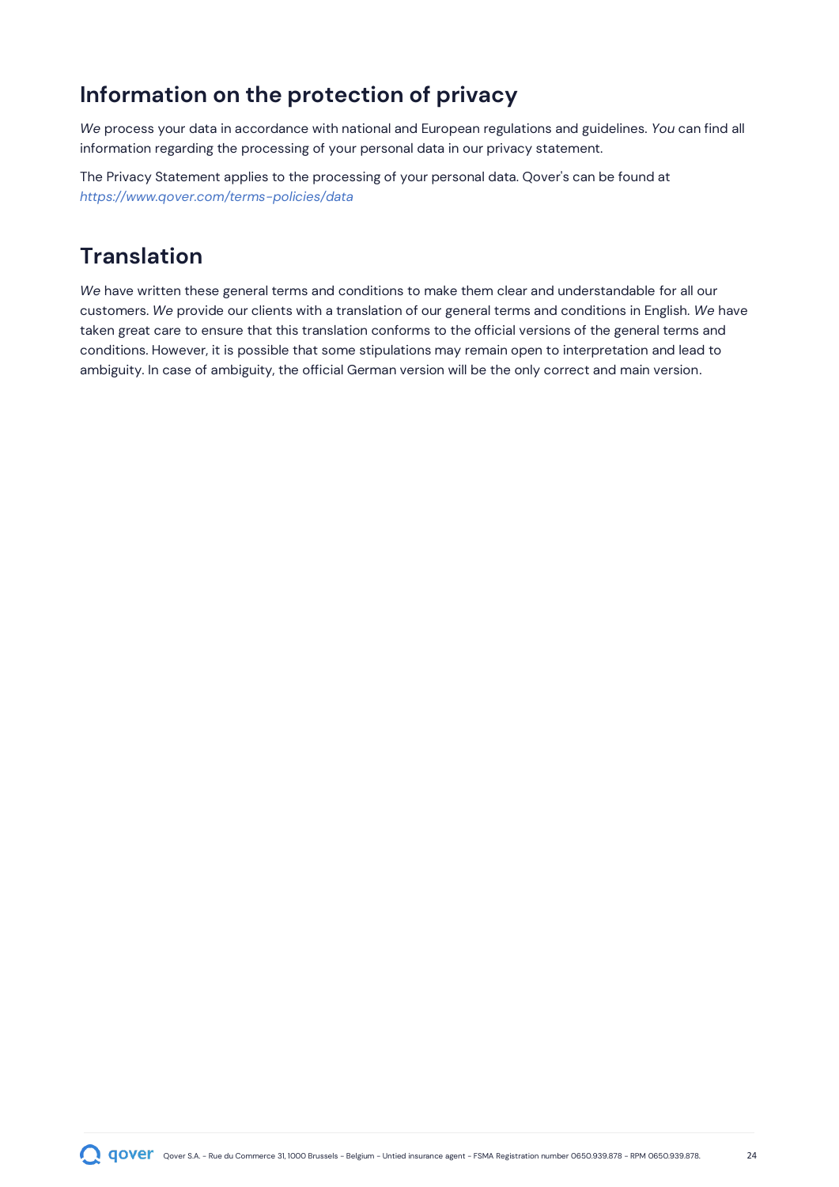## Information on the protection of privacy

*We* process your data in accordance with national and European regulations and guidelines. *You* can find all information regarding the processing of your personal data in our privacy statement.

The Privacy Statement applies to the processing of your personal data. Qover's can be found at *https://www.qover.com/terms-policies/data*

## Translation

*We* have written these general terms and conditions to make them clear and understandable for all our customers. *We* provide our clients with a translation of our general terms and conditions in English. *We* have taken great care to ensure that this translation conforms to the official versions of the general terms and conditions. However, it is possible that some stipulations may remain open to interpretation and lead to ambiguity. In case of ambiguity, the official German version will be the only correct and main version.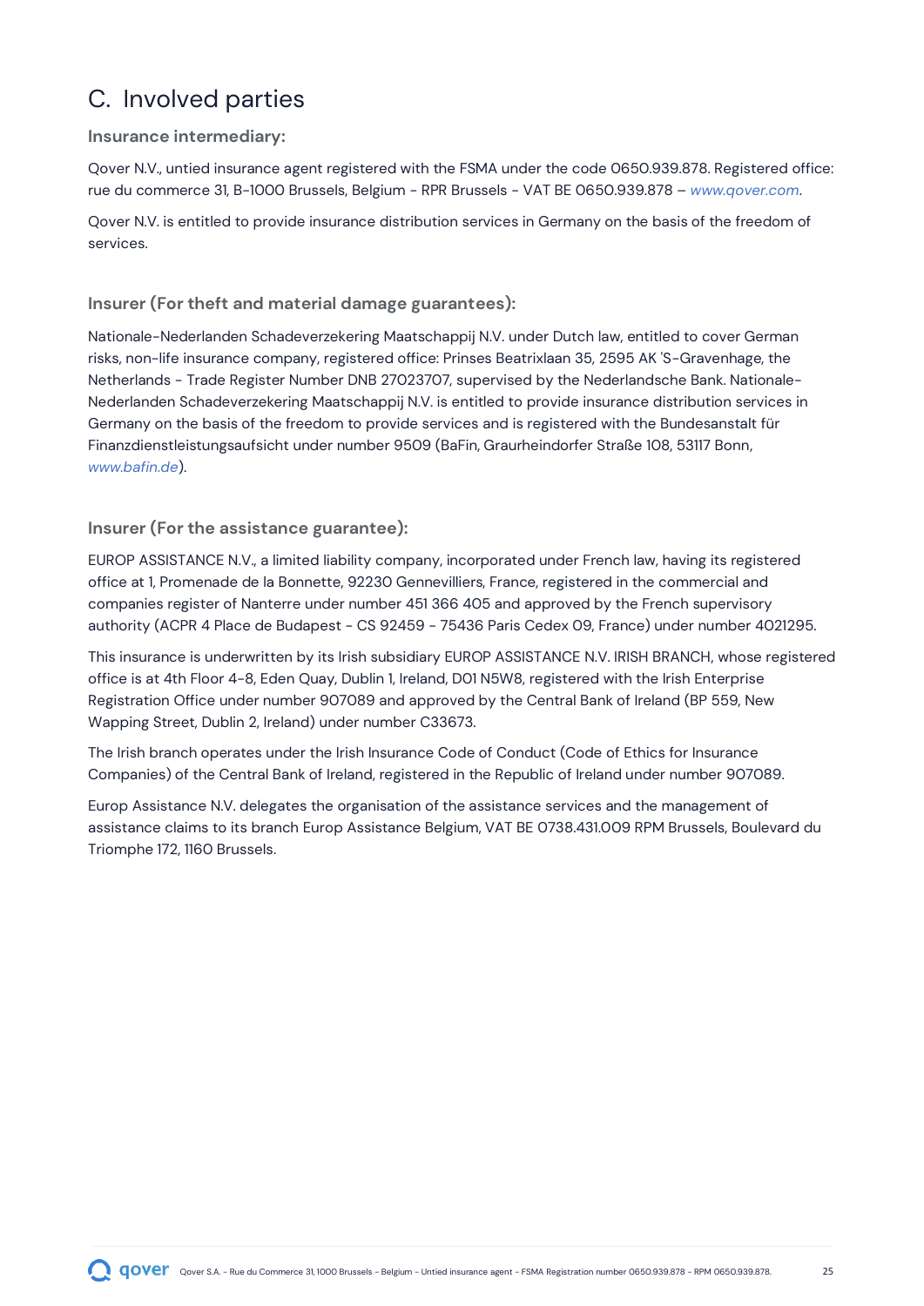# C. Involved parties

### Insurance intermediary:

Qover N.V., untied insurance agent registered with the FSMA under the code 0650.939.878. Registered office: rue du commerce 31, B-1000 Brussels, Belgium - RPR Brussels - VAT BE 0650.939.878 – *www.qover.com*.

Qover N.V. is entitled to provide insurance distribution services in Germany on the basis of the freedom of services.

### Insurer (For theft and material damage guarantees):

Nationale-Nederlanden Schadeverzekering Maatschappij N.V. under Dutch law, entitled to cover German risks, non-life insurance company, registered office: Prinses Beatrixlaan 35, 2595 AK 'S-Gravenhage, the Netherlands - Trade Register Number DNB 27023707, supervised by the Nederlandsche Bank. Nationale-Nederlanden Schadeverzekering Maatschappij N.V. is entitled to provide insurance distribution services in Germany on the basis of the freedom to provide services and is registered with the Bundesanstalt für Finanzdienstleistungsaufsicht under number 9509 (BaFin, Graurheindorfer Straße 108, 53117 Bonn, *www.bafin.de*).

### Insurer (For the assistance guarantee):

EUROP ASSISTANCE N.V., a limited liability company, incorporated under French law, having its registered office at 1, Promenade de la Bonnette, 92230 Gennevilliers, France, registered in the commercial and companies register of Nanterre under number 451 366 405 and approved by the French supervisory authority (ACPR 4 Place de Budapest - CS 92459 - 75436 Paris Cedex 09, France) under number 4021295.

This insurance is underwritten by its Irish subsidiary EUROP ASSISTANCE N.V. IRISH BRANCH, whose registered office is at 4th Floor 4-8, Eden Quay, Dublin 1, Ireland, D01 N5W8, registered with the Irish Enterprise Registration Office under number 907089 and approved by the Central Bank of Ireland (BP 559, New Wapping Street, Dublin 2, Ireland) under number C33673.

The Irish branch operates under the Irish Insurance Code of Conduct (Code of Ethics for Insurance Companies) of the Central Bank of Ireland, registered in the Republic of Ireland under number 907089.

Europ Assistance N.V. delegates the organisation of the assistance services and the management of assistance claims to its branch Europ Assistance Belgium, VAT BE 0738.431.009 RPM Brussels, Boulevard du Triomphe 172, 1160 Brussels.